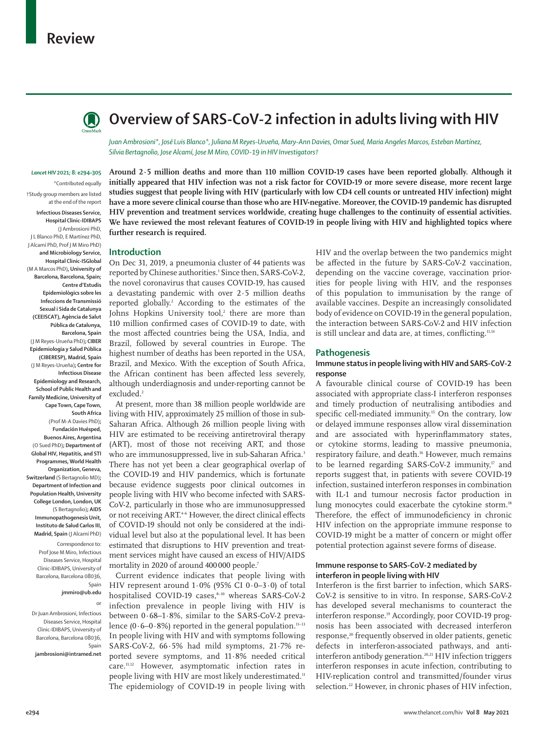# Review

# Overview of SARS-CoV-2 infection in adults living with HIV

*Juan Ambrosioni\*, José Luis Blanco\*, Juliana M Reyes-Urueña, Mary-Ann Davies, Omar Sued, Maria Angeles Marcos, Esteban Martínez, Silvia Bertagnolio, Jose Alcamí, Jose M Miro, COVID-19 in HIV Investigators†*

\*Contributed equally

†Study group members are listed at the end of the report

**Infectious Diseases Service, Hospital Clinic-IDIBAPS** (J Ambrosioni PhD, J L Blanco PhD, E Martínez PhD, J Alcamí PhD, Prof J M Miro PhD) **and Microbiology Service, Hospital Clinic-ISGlobal** (M A Marcos PhD)**, University of Barcelona, Barcelona, Spain; Centre d'Estudis Epidemiològics sobre les Infeccions de Transmissió Sexual i Sida de Catalunya (CEEISCAT), Agència de Salut Pública de Catalunya, Barcelona, Spain** (J M Reyes-Urueña PhD)**; CIBER Epidemiologia y Salud Pública (CIBERESP), Madrid, Spain** (J M Reyes-Urueña)**; Centre for Infectious Disease Epidemiology and Research, School of Public Health and Family Medicine, University of Cape Town, Cape Town, South Africa** (Prof M-A Davies PhD)**; Fundación Huésped, Buenos Aires, Argentina** (O Sued PhD)**; Department of Global HIV, Hepatitis, and STI Programmes, World Health Organization, Geneva, Switzerland** (S Bertagnolio MD)**; Department of Infection and Population Health, University College London, London, UK** (S Bertagnolio)**; AIDS Immunopathogenesis Unit, Instituto de Salud Carlos III, Madrid, Spain** (J Alcamí PhD)

Correspondence to: Prof Jose M Miro, Infectious Diseases Service, Hospital Clinic-IDIBAPS, University of Barcelona, Barcelona 08036, Spain **jmmiro@ub.edu**

or

Dr Juan Ambrosioni, Infectious Diseases Service, Hospital Clinic-IDIBAPS, University of Barcelona, Barcelona 08036, Spain **jambrosioni@intramed.net**

**Around 2·5 million deaths and more than 110 million COVID-19 cases have been reported globally. Although it initially appeared that HIV infection was not a risk factor for COVID-19 or more severe disease, more recent large studies suggest that people living with HIV (particularly with low CD4 cell counts or untreated HIV infection) might have a more severe clinical course than those who are HIV-negative. Moreover, the COVID-19 pandemic has disrupted HIV prevention and treatment services worldwide, creating huge challenges to the continuity of essential activities. We have reviewed the most relevant features of COVID-19 in people living with HIV and highlighted topics where further research is required.**

## Introduction

On Dec 31, 2019, a pneumonia cluster of 44 patients was reported by Chinese authorities.[1] Since then, SARS-CoV-2, the novel coronavirus that causes COVID-19, has caused a devastating pandemic with over 2·5 million deaths reported globally.[2] According to the estimates of the Johns Hopkins University tool,[2] there are more than 110 million confirmed cases of COVID-19 to date, with the most affected countries being the USA, India, and Brazil, followed by several countries in Europe. The highest number of deaths has been reported in the USA, Brazil, and Mexico. With the exception of South Africa, the African continent has been affected less severely, although underdiagnosis and under-reporting cannot be excluded.[2]

At present, more than 38 million people worldwide are living with HIV, approximately 25 million of those in sub-Saharan Africa. Although 26 million people living with HIV are estimated to be receiving antiretroviral therapy (ART), most of those not receiving ART, and those who are immunosuppressed, live in sub-Saharan Africa.[3] There has not yet been a clear geographical overlap of the COVID-19 and HIV pandemics, which is fortunate because evidence suggests poor clinical outcomes in people living with HIV who become infected with SARS-CoV-2, particularly in those who are immunosuppressed or not receiving ART.[4–6] However, the direct clinical effects of COVID-19 should not only be considered at the individual level but also at the populational level. It has been estimated that disruptions to HIV prevention and treatment services might have caused an excess of HIV/AIDS mortality in 2020 of around 400 000 people.[7]

Current evidence indicates that people living with HIV represent around 1·0% (95% CI 0·0–3·0) of total hospitalised COVID-19 cases,[8–10] whereas SARS-CoV-2 infection prevalence in people living with HIV is between 0·68–1·8%, similar to the SARS-CoV-2 prevalence (0·6–0·8%) reported in the general population.[11–13] In people living with HIV and with symptoms following SARS-CoV-2, 66·5% had mild symptoms, 21·7% reported severe symptoms, and 11·8% needed critical care.[11,12] However, asymptomatic infection rates in people living with HIV are most likely underestimated.[11] The epidemiology of COVID-19 in people living with HIV and the overlap between the two pandemics might be affected in the future by SARS-CoV-2 vaccination, depending on the vaccine coverage, vaccination priorities for people living with HIV, and the responses of this population to immunisation by the range of available vaccines. Despite an increasingly consolidated body of evidence on COVID-19 in the general population, the interaction between SARS-CoV-2 and HIV infection is still unclear and data are, at times, conflicting.[11,14]

## Pathogenesis

### Immune status in people living with HIV and SARS-CoV-2 response

A favourable clinical course of COVID-19 has been associated with appropriate class-I interferon responses and timely production of neutralising antibodies and specific cell-mediated immunity.[15] On the contrary, low or delayed immune responses allow viral dissemination and are associated with hyperinflammatory states, or cytokine storms, leading to massive pneumonia, respiratory failure, and death.[16] However, much remains to be learned regarding SARS-CoV-2 immunity,[17] and reports suggest that, in patients with severe COVID-19 infection, sustained interferon responses in combination with IL-1 and tumour necrosis factor production in lung monocytes could exacerbate the cytokine storm.[18] Therefore, the effect of immunodeficiency in chronic HIV infection on the appropriate immune response to COVID-19 might be a matter of concern or might offer potential protection against severe forms of disease.

### Immune response to SARS-CoV-2 mediated by interferon in people living with HIV

Interferon is the first barrier to infection, which SARS-CoV-2 is sensitive to in vitro. In response, SARS-CoV-2 has developed several mechanisms to counteract the interferon response.[19] Accordingly, poor COVID-19 prognosis has been associated with decreased interferon response,[20] frequently observed in older patients, genetic defects in interferon-associated pathways, and anti-interferon antibody generation.[20,21] HIV infection triggers interferon responses in acute infection, contributing to HIV-replication control and transmitted/founder virus selection.[22] However, in chronic phases of HIV infection,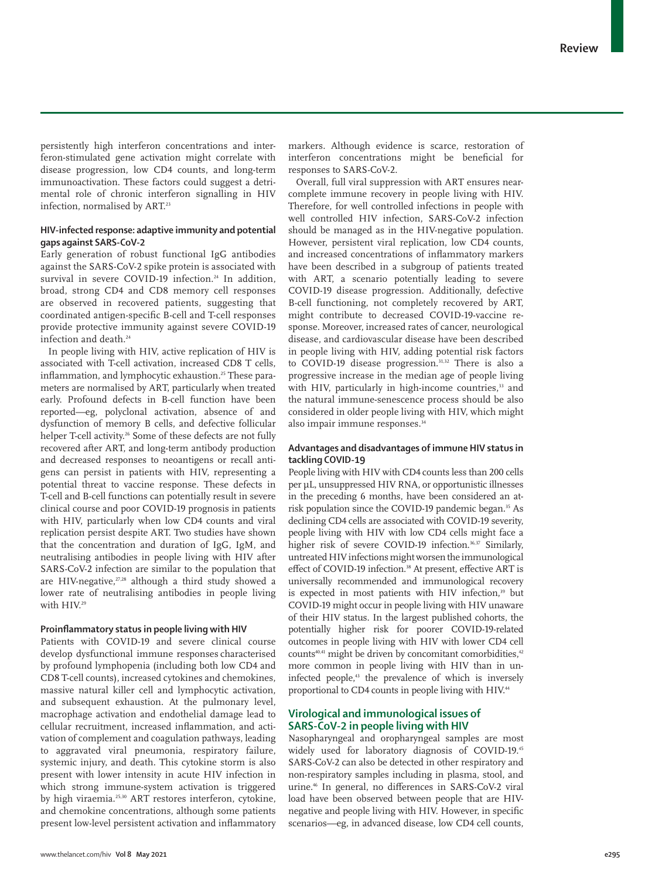persistently high interferon concentrations and interferon-stimulated gene activation might correlate with disease progression, low CD4 counts, and long-term immunoactivation. These factors could suggest a detrimental role of chronic interferon signalling in HIV infection, normalised by ART.[23]

### HIV-infected response: adaptive immunity and potential gaps against SARS-CoV-2

Early generation of robust functional IgG antibodies against the SARS-CoV-2 spike protein is associated with survival in severe COVID-19 infection.[24] In addition, broad, strong CD4 and CD8 memory cell responses are observed in recovered patients, suggesting that coordinated antigen-specific B-cell and T-cell responses provide protective immunity against severe COVID-19 infection and death.[24]

In people living with HIV, active replication of HIV is associated with T-cell activation, increased CD8 T cells, inflammation, and lymphocytic exhaustion.[25] These parameters are normalised by ART, particularly when treated early. Profound defects in B-cell function have been reported—eg, polyclonal activation, absence of and dysfunction of memory B cells, and defective follicular helper T-cell activity.[26] Some of these defects are not fully recovered after ART, and long-term antibody production and decreased responses to neoantigens or recall antigens can persist in patients with HIV, representing a potential threat to vaccine response. These defects in T-cell and B-cell functions can potentially result in severe clinical course and poor COVID-19 prognosis in patients with HIV, particularly when low CD4 counts and viral replication persist despite ART. Two studies have shown that the concentration and duration of IgG, IgM, and neutralising antibodies in people living with HIV after SARS-CoV-2 infection are similar to the population that are HIV-negative,[27,28] although a third study showed a lower rate of neutralising antibodies in people living with HIV.[29]

### Proinflammatory status in people living with HIV

Patients with COVID-19 and severe clinical course develop dysfunctional immune responses characterised by profound lymphopenia (including both low CD4 and CD8 T-cell counts), increased cytokines and chemokines, massive natural killer cell and lymphocytic activation, and subsequent exhaustion. At the pulmonary level, macrophage activation and endothelial damage lead to cellular recruitment, increased inflammation, and activation of complement and coagulation pathways, leading to aggravated viral pneumonia, respiratory failure, systemic injury, and death. This cytokine storm is also present with lower intensity in acute HIV infection in which strong immune-system activation is triggered by high viraemia.[25,30] ART restores interferon, cytokine, and chemokine concentrations, although some patients present low-level persistent activation and inflammatory markers. Although evidence is scarce, restoration of interferon concentrations might be beneficial for responses to SARS-CoV-2.

Overall, full viral suppression with ART ensures near-complete immune recovery in people living with HIV. Therefore, for well controlled infections in people with well controlled HIV infection, SARS-CoV-2 infection should be managed as in the HIV-negative population. However, persistent viral replication, low CD4 counts, and increased concentrations of inflammatory markers have been described in a subgroup of patients treated with ART, a scenario potentially leading to severe COVID-19 disease progression. Additionally, defective B-cell functioning, not completely recovered by ART, might contribute to decreased COVID-19-vaccine response. Moreover, increased rates of cancer, neurological disease, and cardiovascular disease have been described in people living with HIV, adding potential risk factors to COVID-19 disease progression.[31,32] There is also a progressive increase in the median age of people living with HIV, particularly in high-income countries,[33] and the natural immune-senescence process should be also considered in older people living with HIV, which might also impair immune responses.[34]

### Advantages and disadvantages of immune HIV status in tackling COVID-19

People living with HIV with CD4 counts less than 200 cells per µL, unsuppressed HIV RNA, or opportunistic illnesses in the preceding 6 months, have been considered an at-risk population since the COVID-19 pandemic began.[35] As declining CD4 cells are associated with COVID-19 severity, people living with HIV with low CD4 cells might face a higher risk of severe COVID-19 infection.[36,37] Similarly, untreated HIV infections might worsen the immunological effect of COVID-19 infection.[38] At present, effective ART is universally recommended and immunological recovery is expected in most patients with HIV infection,[39] but COVID-19 might occur in people living with HIV unaware of their HIV status. In the largest published cohorts, the potentially higher risk for poorer COVID-19-related outcomes in people living with HIV with lower CD4 cell counts[40,41] might be driven by concomitant comorbidities,[42] more common in people living with HIV than in uninfected people,[43] the prevalence of which is inversely proportional to CD4 counts in people living with HIV.[44]

## Virological and immunological issues of SARS-CoV-2 in people living with HIV

Nasopharyngeal and oropharyngeal samples are most widely used for laboratory diagnosis of COVID-19.[45] SARS-CoV-2 can also be detected in other respiratory and non-respiratory samples including in plasma, stool, and urine.[46] In general, no differences in SARS-CoV-2 viral load have been observed between people that are HIV-negative and people living with HIV. However, in specific scenarios—eg, in advanced disease, low CD4 cell counts,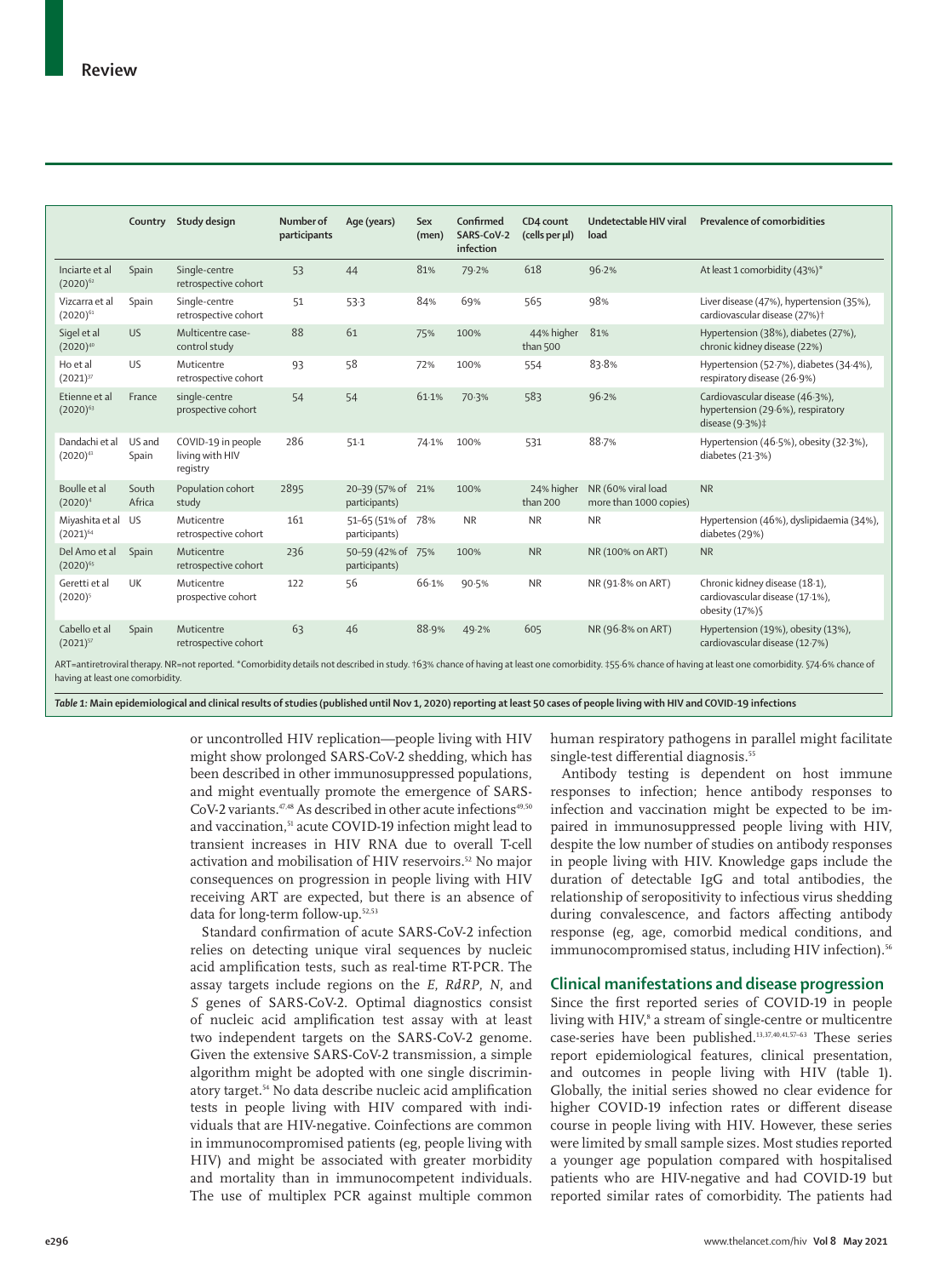| | Country | Study design | Number of participants | Age (years) | Sex (men) | Confirmed SARS-CoV-2 infection | CD4 count (cells per µl) | Undetectable HIV viral load | Prevalence of comorbidities |
|---|---|---|---|---|---|---|---|---|---|
| Inciarte et al (2020)[62] | Spain | Single-centre retrospective cohort | 53 | 44 | 81% | 79·2% | 618 | 96·2% | At least 1 comorbidity (43%)* |
| Vizcarra et al (2020)[61] | Spain | Single-centre retrospective cohort | 51 | 53·3 | 84% | 69% | 565 | 98% | Liver disease (47%), hypertension (35%), cardiovascular disease (27%)† |
| Sigel et al (2020)[40] | US | Multicentre case-control study | 88 | 61 | 75% | 100% | 44% higher than 500 | 81% | Hypertension (38%), diabetes (27%), chronic kidney disease (22%) |
| Ho et al (2021)[37] | US | Muticentre retrospective cohort | 93 | 58 | 72% | 100% | 554 | 83·8% | Hypertension (52·7%), diabetes (34·4%), respiratory disease (26·9%) |
| Etienne et al (2020)[63] | France | single-centre prospective cohort | 54 | 54 | 61·1% | 70·3% | 583 | 96·2% | Cardiovascular disease (46·3%), hypertension (29·6%), respiratory disease (9·3%)‡ |
| Dandachi et al (2020)[41] | US and Spain | COVID-19 in people living with HIV registry | 286 | 51·1 | 74·1% | 100% | 531 | 88·7% | Hypertension (46·5%), obesity (32·3%), diabetes (21·3%) |
| Boulle et al (2020)[4] | South Africa | Population cohort study | 2895 | 20–39 (57% of participants) | 21% | 100% | 24% higher than 200 | NR (60% viral load more than 1000 copies) | NR |
| Miyashita et al (2021)[64] | US | Muticentre retrospective cohort | 161 | 51–65 (51% of participants) | 78% | NR | NR | NR | Hypertension (46%), dyslipidaemia (34%), diabetes (29%) |
| Del Amo et al (2020)[65] | Spain | Muticentre retrospective cohort | 236 | 50–59 (42% of participants) | 75% | 100% | NR | NR (100% on ART) | NR |
| Geretti et al (2020)[5] | UK | Muticentre prospective cohort | 122 | 56 | 66·1% | 90·5% | NR | NR (91·8% on ART) | Chronic kidney disease (18·1), cardiovascular disease (17·1%), obesity (17%)§ |
| Cabello et al (2021)[57] | Spain | Muticentre retrospective cohort | 63 | 46 | 88·9% | 49·2% | 605 | NR (96·8% on ART) | Hypertension (19%), obesity (13%), cardiovascular disease (12·7%) |

ART=antiretroviral therapy. NR=not reported. *Comorbidity details not described in study. †63% chance of having at least one comorbidity. ‡55·6% chance of having at least one comorbidity. §74·6% chance of having at least one comorbidity.

***Table 1:*** **Main epidemiological and clinical results of studies (published until Nov 1, 2020) reporting at least 50 cases of people living with HIV and COVID-19 infections**

or uncontrolled HIV replication—people living with HIV might show prolonged SARS-CoV-2 shedding, which has been described in other immunosuppressed populations, and might eventually promote the emergence of SARS-CoV-2 variants.[47,48] As described in other acute infections[49,50] and vaccination,[51] acute COVID-19 infection might lead to transient increases in HIV RNA due to overall T-cell activation and mobilisation of HIV reservoirs.[52] No major consequences on progression in people living with HIV receiving ART are expected, but there is an absence of data for long-term follow-up.[52,53]

Standard confirmation of acute SARS-CoV-2 infection relies on detecting unique viral sequences by nucleic acid amplification tests, such as real-time RT-PCR. The assay targets include regions on the *E*, *RdRP*, *N*, and *S* genes of SARS-CoV-2. Optimal diagnostics consist of nucleic acid amplification test assay with at least two independent targets on the SARS-CoV-2 genome. Given the extensive SARS-CoV-2 transmission, a simple algorithm might be adopted with one single discriminatory target.[54] No data describe nucleic acid amplification tests in people living with HIV compared with individuals that are HIV-negative. Coinfections are common in immunocompromised patients (eg, people living with HIV) and might be associated with greater morbidity and mortality than in immunocompetent individuals. The use of multiplex PCR against multiple common human respiratory pathogens in parallel might facilitate single-test differential diagnosis.[55]

Antibody testing is dependent on host immune responses to infection; hence antibody responses to infection and vaccination might be expected to be impaired in immunosuppressed people living with HIV, despite the low number of studies on antibody responses in people living with HIV. Knowledge gaps include the duration of detectable IgG and total antibodies, the relationship of seropositivity to infectious virus shedding during convalescence, and factors affecting antibody response (eg, age, comorbid medical conditions, and immunocompromised status, including HIV infection).[56]

## Clinical manifestations and disease progression

Since the first reported series of COVID-19 in people living with HIV,[8] a stream of single-centre or multicentre case-series have been published.[13,37,40,41,57–63] These series report epidemiological features, clinical presentation, and outcomes in people living with HIV (table 1). Globally, the initial series showed no clear evidence for higher COVID-19 infection rates or different disease course in people living with HIV. However, these series were limited by small sample sizes. Most studies reported a younger age population compared with hospitalised patients who are HIV-negative and had COVID-19 but reported similar rates of comorbidity. The patients had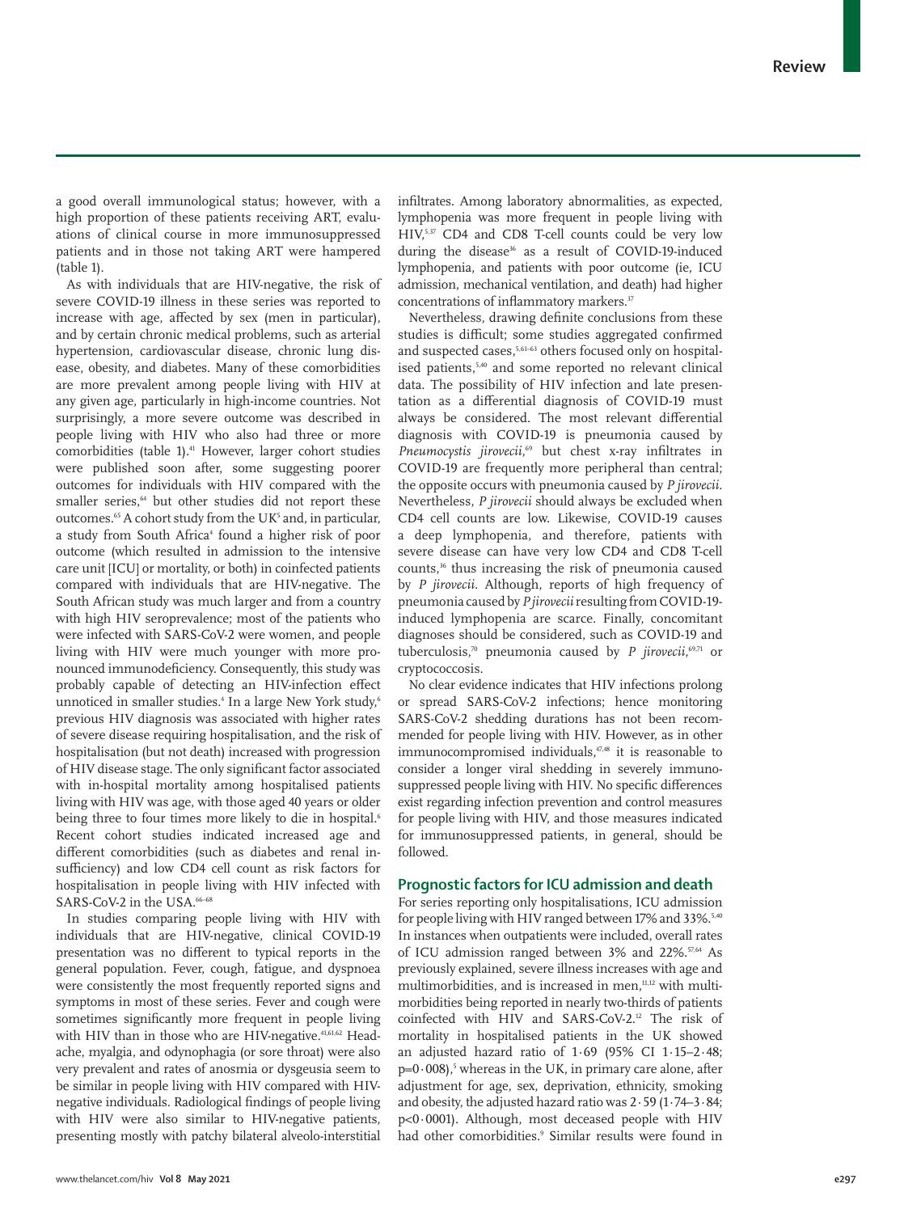a good overall immunological status; however, with a high proportion of these patients receiving ART, evaluations of clinical course in more immunosuppressed patients and in those not taking ART were hampered (table 1).

As with individuals that are HIV-negative, the risk of severe COVID-19 illness in these series was reported to increase with age, affected by sex (men in particular), and by certain chronic medical problems, such as arterial hypertension, cardiovascular disease, chronic lung disease, obesity, and diabetes. Many of these comorbidities are more prevalent among people living with HIV at any given age, particularly in high-income countries. Not surprisingly, a more severe outcome was described in people living with HIV who also had three or more comorbidities (table 1).[41] However, larger cohort studies were published soon after, some suggesting poorer outcomes for individuals with HIV compared with the smaller series,[64] but other studies did not report these outcomes.[65] A cohort study from the UK[5] and, in particular, a study from South Africa[4] found a higher risk of poor outcome (which resulted in admission to the intensive care unit [ICU] or mortality, or both) in coinfected patients compared with individuals that are HIV-negative. The South African study was much larger and from a country with high HIV seroprevalence; most of the patients who were infected with SARS-CoV-2 were women, and people living with HIV were much younger with more pronounced immunodeficiency. Consequently, this study was probably capable of detecting an HIV-infection effect unnoticed in smaller studies.[4] In a large New York study,[6] previous HIV diagnosis was associated with higher rates of severe disease requiring hospitalisation, and the risk of hospitalisation (but not death) increased with progression of HIV disease stage. The only significant factor associated with in-hospital mortality among hospitalised patients living with HIV was age, with those aged 40 years or older being three to four times more likely to die in hospital.[6] Recent cohort studies indicated increased age and different comorbidities (such as diabetes and renal insufficiency) and low CD4 cell count as risk factors for hospitalisation in people living with HIV infected with SARS-CoV-2 in the USA.[66–68]

In studies comparing people living with HIV with individuals that are HIV-negative, clinical COVID-19 presentation was no different to typical reports in the general population. Fever, cough, fatigue, and dyspnoea were consistently the most frequently reported signs and symptoms in most of these series. Fever and cough were sometimes significantly more frequent in people living with HIV than in those who are HIV-negative.[41,61,62] Headache, myalgia, and odynophagia (or sore throat) were also very prevalent and rates of anosmia or dysgeusia seem to be similar in people living with HIV compared with HIV-negative individuals. Radiological findings of people living with HIV were also similar to HIV-negative patients, presenting mostly with patchy bilateral alveolo-interstitial infiltrates. Among laboratory abnormalities, as expected, lymphopenia was more frequent in people living with HIV,[5,37] CD4 and CD8 T-cell counts could be very low during the disease[36] as a result of COVID-19-induced lymphopenia, and patients with poor outcome (ie, ICU admission, mechanical ventilation, and death) had higher concentrations of inflammatory markers.[37]

Nevertheless, drawing definite conclusions from these studies is difficult; some studies aggregated confirmed and suspected cases,[5,61–63] others focused only on hospitalised patients,[5,40] and some reported no relevant clinical data. The possibility of HIV infection and late presentation as a differential diagnosis of COVID-19 must always be considered. The most relevant differential diagnosis with COVID-19 is pneumonia caused by *Pneumocystis jirovecii*,[69] but chest x-ray infiltrates in COVID-19 are frequently more peripheral than central; the opposite occurs with pneumonia caused by *P jirovecii*. Nevertheless, *P jirovecii* should always be excluded when CD4 cell counts are low. Likewise, COVID-19 causes a deep lymphopenia, and therefore, patients with severe disease can have very low CD4 and CD8 T-cell counts,[36] thus increasing the risk of pneumonia caused by *P jirovecii*. Although, reports of high frequency of pneumonia caused by *P jirovecii* resulting from COVID-19-induced lymphopenia are scarce. Finally, concomitant diagnoses should be considered, such as COVID-19 and tuberculosis,[70] pneumonia caused by *P jirovecii*,[69,71] or cryptococcosis.

No clear evidence indicates that HIV infections prolong or spread SARS-CoV-2 infections; hence monitoring SARS-CoV-2 shedding durations has not been recommended for people living with HIV. However, as in other immunocompromised individuals,[47,48] it is reasonable to consider a longer viral shedding in severely immunosuppressed people living with HIV. No specific differences exist regarding infection prevention and control measures for people living with HIV, and those measures indicated for immunosuppressed patients, in general, should be followed.

## Prognostic factors for ICU admission and death

For series reporting only hospitalisations, ICU admission for people living with HIV ranged between 17% and 33%.[5,40] In instances when outpatients were included, overall rates of ICU admission ranged between 3% and 22%.[37,64] As previously explained, severe illness increases with age and multimorbidities, and is increased in men,[11,12] with multimorbidities being reported in nearly two-thirds of patients coinfected with HIV and SARS-CoV-2.[12] The risk of mortality in hospitalised patients in the UK showed an adjusted hazard ratio of 1·69 (95% CI 1·15–2·48; $p=0·008$),[5] whereas in the UK, in primary care alone, after adjustment for age, sex, deprivation, ethnicity, smoking and obesity, the adjusted hazard ratio was 2·59 (1·74–3·84; $p<0·0001$). Although, most deceased people with HIV had other comorbidities.[9] Similar results were found in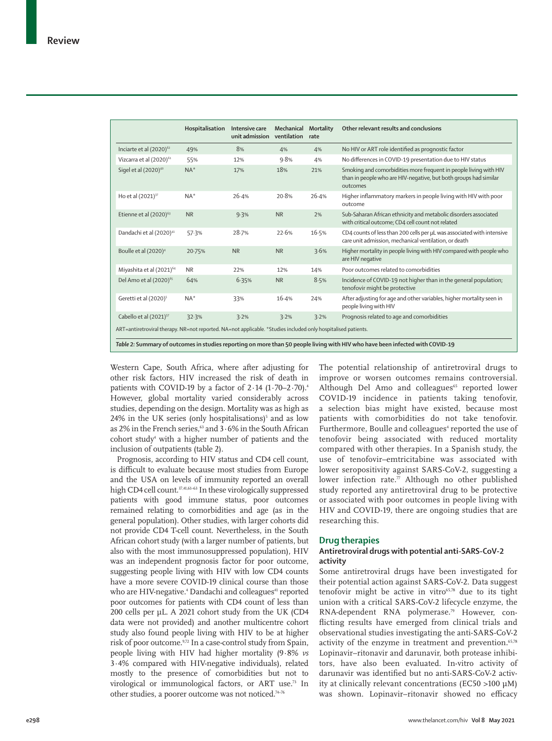|  | Hospitalisation | Intensive care unit admission | Mechanical ventilation | Mortality rate | Other relevant results and conclusions |
|---|---|---|---|---|---|
| Inciarte et al (2020)[62] | 49% | 8% | 4% | 4% | No HIV or ART role identified as prognostic factor |
| Vizcarra et al (2020)[61] | 55% | 12% | 9·8% | 4% | No differences in COVID-19 presentation due to HIV status |
| Sigel et al (2020)[40] | NA* | 17% | 18% | 21% | Smoking and comorbidities more frequent in people living with HIV than in people who are HIV-negative, but both groups had similar outcomes |
| Ho et al (2021)[37] | NA* | 26·4% | 20·8% | 26·4% | Higher inflammatory markers in people living with HIV with poor outcome |
| Etienne et al (2020)[63] | NR | 9·3% | NR | 2% | Sub-Saharan African ethnicity and metabolic disorders associated with critical outcome; CD4 cell count not related |
| Dandachi et al (2020)[41] | 57·3% | 28·7% | 22·6% | 16·5% | CD4 counts of less than 200 cells per µL was associated with intensive care unit admission, mechanical ventilation, or death |
| Boulle et al (2020)[4] | 20·75% | NR | NR | 3·6% | Higher mortality in people living with HIV compared with people who are HIV negative |
| Miyashita et al (2021)[64] | NR | 22% | 12% | 14% | Poor outcomes related to comorbidities |
| Del Amo et al (2020)[65] | 64% | 6·35% | NR | 8·5% | Incidence of COVID-19 not higher than in the general population; tenofovir might be protective |
| Geretti et al (2020)[5] | NA* | 33% | 16·4% | 24% | After adjusting for age and other variables, higher mortality seen in people living with HIV |
| Cabello et al (2021)[57] | 32·3% | 3·2% | 3·2% | 3·2% | Prognosis related to age and comorbidities |

ART=antiretroviral therapy. NR=not reported. NA=not applicable. *Studies included only hospitalised patients.

*Table 2:* **Summary of outcomes in studies reporting on more than 50 people living with HIV who have been infected with COVID-19**

Western Cape, South Africa, where after adjusting for other risk factors, HIV increased the risk of death in patients with COVID-19 by a factor of 2·14 (1·70–2·70).[4] However, global mortality varied considerably across studies, depending on the design. Mortality was as high as 24% in the UK series (only hospitalisations)[5] and as low as 2% in the French series,[63] and 3·6% in the South African cohort study[4] with a higher number of patients and the inclusion of outpatients (table 2).

Prognosis, according to HIV status and CD4 cell count, is difficult to evaluate because most studies from Europe and the USA on levels of immunity reported an overall high CD4 cell count.[37,41,61–63] In these virologically suppressed patients with good immune status, poor outcomes remained relating to comorbidities and age (as in the general population). Other studies, with larger cohorts did not provide CD4 T-cell count. Nevertheless, in the South African cohort study (with a larger number of patients, but also with the most immunosuppressed population), HIV was an independent prognosis factor for poor outcome, suggesting people living with HIV with low CD4 counts have a more severe COVID-19 clinical course than those who are HIV-negative.[4] Dandachi and colleagues[41] reported poor outcomes for patients with CD4 count of less than 200 cells per µL. A 2021 cohort study from the UK (CD4 data were not provided) and another multicentre cohort study also found people living with HIV to be at higher risk of poor outcome.[9,72] In a case-control study from Spain, people living with HIV had higher mortality (9·8% *vs* 3·4% compared with HIV-negative individuals), related mostly to the presence of comorbidities but not to virological or immunological factors, or ART use.[73] In other studies, a poorer outcome was not noticed.[74–76]

The potential relationship of antiretroviral drugs to improve or worsen outcomes remains controversial. Although Del Amo and colleagues[65] reported lower COVID-19 incidence in patients taking tenofovir, a selection bias might have existed, because most patients with comorbidities do not take tenofovir. Furthermore, Boulle and colleagues[4] reported the use of tenofovir being associated with reduced mortality compared with other therapies. In a Spanish study, the use of tenofovir–emtricitabine was associated with lower seropositivity against SARS-CoV-2, suggesting a lower infection rate.[77] Although no other published study reported any antiretroviral drug to be protective or associated with poor outcomes in people living with HIV and COVID-19, there are ongoing studies that are researching this.

## Drug therapies

### Antiretroviral drugs with potential anti-SARS-CoV-2 activity

Some antiretroviral drugs have been investigated for their potential action against SARS-CoV-2. Data suggest tenofovir might be active in vitro[65,78] due to its tight union with a critical SARS-CoV-2 lifecycle enzyme, the RNA-dependent RNA polymerase.[79] However, conflicting results have emerged from clinical trials and observational studies investigating the anti-SARS-CoV-2 activity of the enzyme in treatment and prevention.[65,78] Lopinavir–ritonavir and darunavir, both protease inhibitors, have also been evaluated. In-vitro activity of darunavir was identified but no anti-SARS-CoV-2 activity at clinically relevant concentrations ($EC_{50}$ >100 µM) was shown. Lopinavir–ritonavir showed no efficacy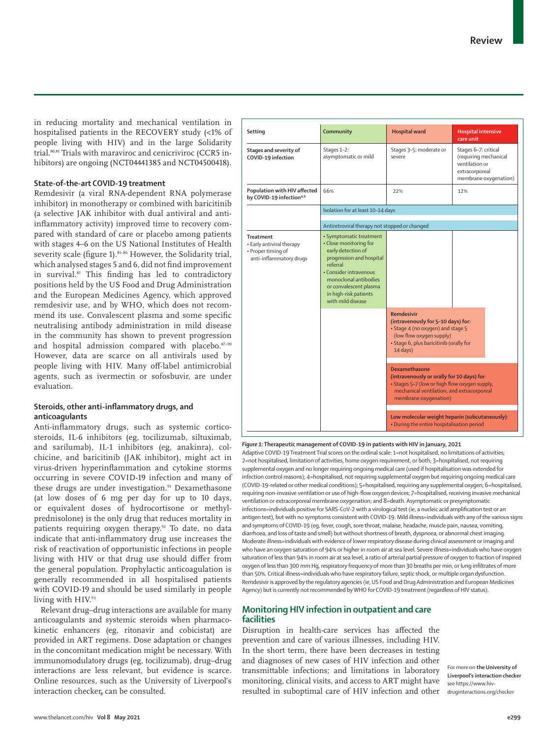in reducing mortality and mechanical ventilation in hospitalised patients in the RECOVERY study (<1% of people living with HIV) and in the large Solidarity trial.[80,81] Trials with maraviroc and cenicriviroc (CCR5 inhibitors) are ongoing (NCT04441385 and NCT04500418).

### State-of-the-art COVID-19 treatment

Remdesivir (a viral RNA-dependent RNA polymerase inhibitor) in monotherapy or combined with baricitinib (a selective JAK inhibitor with dual antiviral and anti-inflammatory activity) improved time to recovery compared with standard of care or placebo among patients with stages 4–6 on the US National Institutes of Health severity scale (figure 1).[81–86] However, the Solidarity trial, which analysed stages 5 and 6, did not find improvement in survival.[81] This finding has led to contradictory positions held by the US Food and Drug Administration and the European Medicines Agency, which approved remdesivir use, and by WHO, which does not recommend its use. Convalescent plasma and some specific neutralising antibody administration in mild disease in the community has shown to prevent progression and hospital admission compared with placebo.[87–90] However, data are scarce on all antivirals used by people living with HIV. Many off-label antimicrobial agents, such as ivermectin or sofosbuvir, are under evaluation.

### Steroids, other anti-inflammatory drugs, and anticoagulants

Anti-inflammatory drugs, such as systemic corticosteroids, IL-6 inhibitors (eg, tocilizumab, siltuximab, and sarilumab), IL-1 inhibitors (eg, anakinra), colchicine, and baricitinib (JAK inhibitor), might act in virus-driven hyperinflammation and cytokine storms occurring in severe COVID-19 infection and many of these drugs are under investigation.[91] Dexamethasone (at low doses of 6 mg per day for up to 10 days, or equivalent doses of hydrocortisone or methylprednisolone) is the only drug that reduces mortality in patients requiring oxygen therapy.[92] To date, no data indicate that anti-inflammatory drug use increases the risk of reactivation of opportunistic infections in people living with HIV or that drug use should differ from the general population. Prophylactic anticoagulation is generally recommended in all hospitalised patients with COVID-19 and should be used similarly in people living with HIV.[93]

Relevant drug–drug interactions are available for many anticoagulants and systemic steroids when pharmacokinetic enhancers (eg, ritonavir and cobicistat) are provided in ART regimens. Dose adaptation or changes in the concomitant medication might be necessary. With immunomodulatory drugs (eg, tocilizumab), drug–drug interactions are less relevant, but evidence is scarce. Online resources, such as the University of Liverpool's interaction checker, can be consulted.

| Setting | Community | Hospital ward | Hospital intensive care unit |
|---|---|---|---|
| Stages and severity of COVID-19 infection | Stages 1–2: asymptomatic or mild | Stages 3–5: moderate or severe | Stages 6–7: critical (requiring mechanical ventilation or extracorporeal membrane oxygenation) |
| Population with HIV affected by COVID-19 infection[4,9] | 66% | 22% | 12% |
| | Isolation for at least 10–14 days | | |
| | Antiretroviral therapy not stopped or changed | | |
| Treatment • Early antiviral therapy • Proper timing of anti-inflammatory drugs | • Symptomatic treatment • Close monitoring for early detection of progression and hospital referral • Consider intravenous monoclonal antibodies or convalescent plasma in high-risk patients with mild disease | | |
| | | **Remdesivir (intravenously for 5–10 days) for:** • Stage 4 (no oxygen) and stage 5 (low flow oxygen supply) • Stage 6, plus baricitinib (orally for 14 days) | |
| | | **Dexamethasone (intravenously or orally for 10 days) for:** • Stages 5–7 (low or high flow oxygen supply, mechanical ventilation, and extracorporeal membrane oxygenation) | |
| | | **Low molecular weight heparin (subcutaneously):** • During the entire hospitalisation period | |

*Figure 1:* **Therapeutic management of COVID-19 in patients with HIV in January, 2021**
Adaptive COVID-19 Treatment Trial scores on the ordinal scale: 1=not hospitalised, no limitations of activities; 2=not hospitalised, limitation of activities, home oxygen requirement, or both; 3=hospitalised, not requiring supplemental oxygen and no longer requiring ongoing medical care (used if hospitalisation was extended for infection control reasons); 4=hospitalised, not requiring supplemental oxygen but requiring ongoing medical care (COVID-19-related or other medical conditions); 5=hospitalised, requiring any supplemental oxygen; 6=hospitalised, requiring non-invasive ventilation or use of high-flow oxygen devices; 7=hospitalised, receiving invasive mechanical ventilation or extracorporeal membrane oxygenation; and 8=death. Asymptomatic or presymptomatic infections=individuals positive for SARS-CoV-2 with a virological test (ie, a nucleic acid amplification test or an antigen test), but with no symptoms consistent with COVID-19. Mild illness=individuals with any of the various signs and symptoms of COVID-19 (eg, fever, cough, sore throat, malaise, headache, muscle pain, nausea, vomiting, diarrhoea, and loss of taste and smell) but without shortness of breath, dyspnoea, or abnormal chest imaging. Moderate illness=individuals with evidence of lower respiratory disease during clinical assessment or imaging and who have an oxygen saturation of 94% or higher in room air at sea level. Severe illness=individuals who have oxygen saturation of less than 94% in room air at sea level, a ratio of arterial partial pressure of oxygen to fraction of inspired oxygen of less than 300 mm Hg, respiratory frequency of more than 30 breaths per min, or lung infiltrates of more than 50%. Critical illness=individuals who have respiratory failure, septic shock, or multiple organ dysfunction. Remdesivir is approved by the regulatory agencies (ie, US Food and Drug Administration and European Medicines Agency) but is currently not recommended by WHO for COVID-19 treatment (regardless of HIV status).

## Monitoring HIV infection in outpatient and care facilities

Disruption in health-care services has affected the prevention and care of various illnesses, including HIV. In the short term, there have been decreases in testing and diagnoses of new cases of HIV infection and other transmittable infections; and limitations in laboratory monitoring, clinical visits, and access to ART might have resulted in suboptimal care of HIV infection and other

For more on **the University of Liverpool's interaction checker** see https://www.hiv-druginteractions.org/checker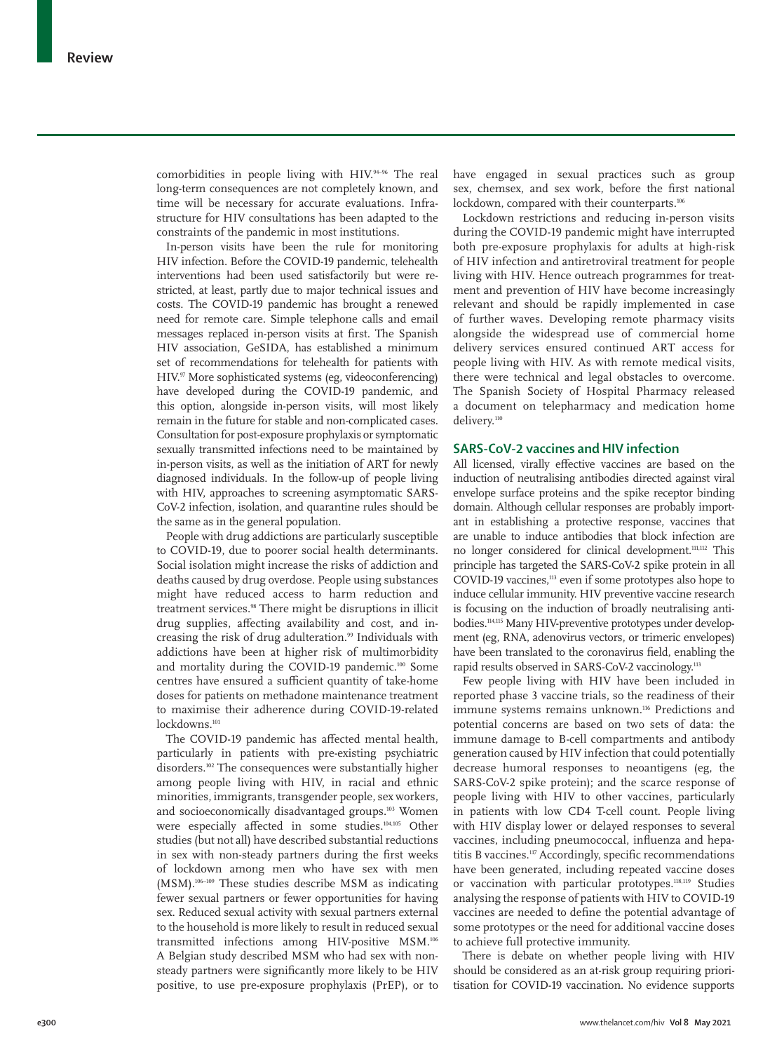comorbidities in people living with HIV.[94–96] The real long-term consequences are not completely known, and time will be necessary for accurate evaluations. Infrastructure for HIV consultations has been adapted to the constraints of the pandemic in most institutions.

In-person visits have been the rule for monitoring HIV infection. Before the COVID-19 pandemic, telehealth interventions had been used satisfactorily but were restricted, at least, partly due to major technical issues and costs. The COVID-19 pandemic has brought a renewed need for remote care. Simple telephone calls and email messages replaced in-person visits at first. The Spanish HIV association, GeSIDA, has established a minimum set of recommendations for telehealth for patients with HIV.[97] More sophisticated systems (eg, videoconferencing) have developed during the COVID-19 pandemic, and this option, alongside in-person visits, will most likely remain in the future for stable and non-complicated cases. Consultation for post-exposure prophylaxis or symptomatic sexually transmitted infections need to be maintained by in-person visits, as well as the initiation of ART for newly diagnosed individuals. In the follow-up of people living with HIV, approaches to screening asymptomatic SARS-CoV-2 infection, isolation, and quarantine rules should be the same as in the general population.

People with drug addictions are particularly susceptible to COVID-19, due to poorer social health determinants. Social isolation might increase the risks of addiction and deaths caused by drug overdose. People using substances might have reduced access to harm reduction and treatment services.[98] There might be disruptions in illicit drug supplies, affecting availability and cost, and increasing the risk of drug adulteration.[99] Individuals with addictions have been at higher risk of multimorbidity and mortality during the COVID-19 pandemic.[100] Some centres have ensured a sufficient quantity of take-home doses for patients on methadone maintenance treatment to maximise their adherence during COVID-19-related lockdowns.[101]

The COVID-19 pandemic has affected mental health, particularly in patients with pre-existing psychiatric disorders.[102] The consequences were substantially higher among people living with HIV, in racial and ethnic minorities, immigrants, transgender people, sex workers, and socioeconomically disadvantaged groups.[103] Women were especially affected in some studies.[104,105] Other studies (but not all) have described substantial reductions in sex with non-steady partners during the first weeks of lockdown among men who have sex with men (MSM).[106–109] These studies describe MSM as indicating fewer sexual partners or fewer opportunities for having sex. Reduced sexual activity with sexual partners external to the household is more likely to result in reduced sexual transmitted infections among HIV-positive MSM.[106] A Belgian study described MSM who had sex with non-steady partners were significantly more likely to be HIV positive, to use pre-exposure prophylaxis (PrEP), or to have engaged in sexual practices such as group sex, chemsex, and sex work, before the first national lockdown, compared with their counterparts.[106]

Lockdown restrictions and reducing in-person visits during the COVID-19 pandemic might have interrupted both pre-exposure prophylaxis for adults at high-risk of HIV infection and antiretroviral treatment for people living with HIV. Hence outreach programmes for treatment and prevention of HIV have become increasingly relevant and should be rapidly implemented in case of further waves. Developing remote pharmacy visits alongside the widespread use of commercial home delivery services ensured continued ART access for people living with HIV. As with remote medical visits, there were technical and legal obstacles to overcome. The Spanish Society of Hospital Pharmacy released a document on telepharmacy and medication home delivery.[110]

## SARS-CoV-2 vaccines and HIV infection

All licensed, virally effective vaccines are based on the induction of neutralising antibodies directed against viral envelope surface proteins and the spike receptor binding domain. Although cellular responses are probably important in establishing a protective response, vaccines that are unable to induce antibodies that block infection are no longer considered for clinical development.[111,112] This principle has targeted the SARS-CoV-2 spike protein in all COVID-19 vaccines,[113] even if some prototypes also hope to induce cellular immunity. HIV preventive vaccine research is focusing on the induction of broadly neutralising antibodies.[114,115] Many HIV-preventive prototypes under development (eg, RNA, adenovirus vectors, or trimeric envelopes) have been translated to the coronavirus field, enabling the rapid results observed in SARS-CoV-2 vaccinology.[113]

Few people living with HIV have been included in reported phase 3 vaccine trials, so the readiness of their immune systems remains unknown.[116] Predictions and potential concerns are based on two sets of data: the immune damage to B-cell compartments and antibody generation caused by HIV infection that could potentially decrease humoral responses to neoantigens (eg, the SARS-CoV-2 spike protein); and the scarce response of people living with HIV to other vaccines, particularly in patients with low CD4 T-cell count. People living with HIV display lower or delayed responses to several vaccines, including pneumococcal, influenza and hepatitis B vaccines.[117] Accordingly, specific recommendations have been generated, including repeated vaccine doses or vaccination with particular prototypes.[118,119] Studies analysing the response of patients with HIV to COVID-19 vaccines are needed to define the potential advantage of some prototypes or the need for additional vaccine doses to achieve full protective immunity.

There is debate on whether people living with HIV should be considered as an at-risk group requiring prioritisation for COVID-19 vaccination. No evidence supports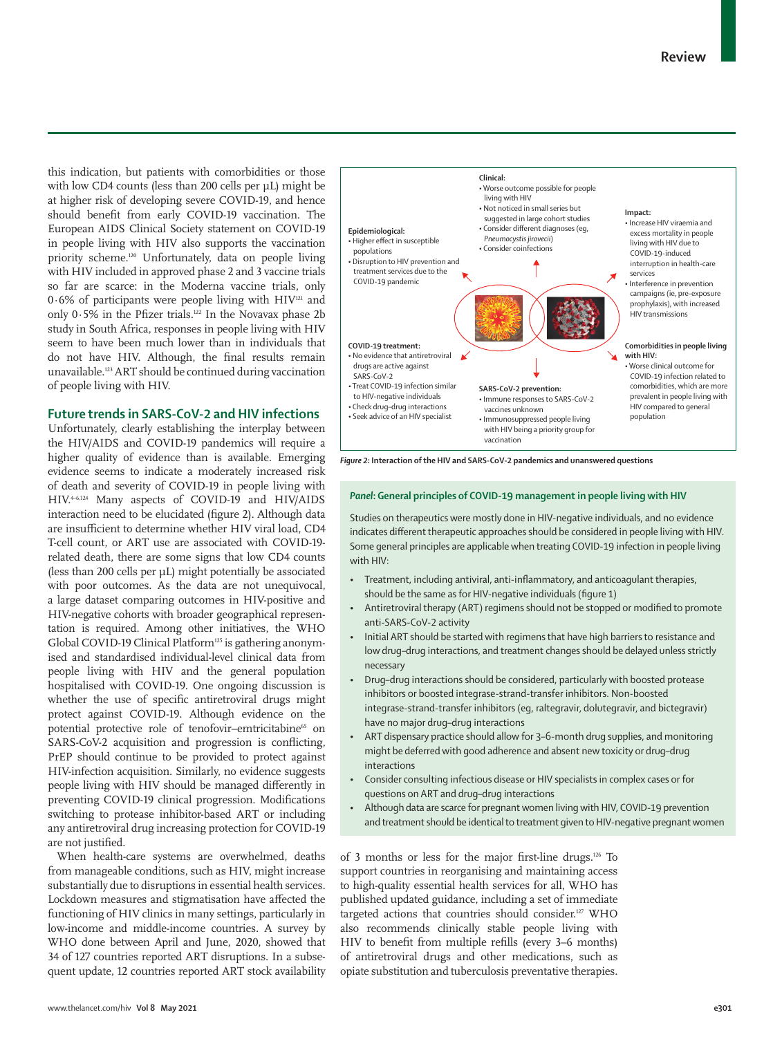this indication, but patients with comorbidities or those with low CD4 counts (less than 200 cells per µL) might be at higher risk of developing severe COVID-19, and hence should benefit from early COVID-19 vaccination. The European AIDS Clinical Society statement on COVID-19 in people living with HIV also supports the vaccination priority scheme.[120] Unfortunately, data on people living with HIV included in approved phase 2 and 3 vaccine trials so far are scarce: in the Moderna vaccine trials, only 0·6% of participants were people living with HIV[121] and only 0·5% in the Pfizer trials.[122] In the Novavax phase 2b study in South Africa, responses in people living with HIV seem to have been much lower than in individuals that do not have HIV. Although, the final results remain unavailable.[123] ART should be continued during vaccination of people living with HIV.

## Future trends in SARS-CoV-2 and HIV infections

Unfortunately, clearly establishing the interplay between the HIV/AIDS and COVID-19 pandemics will require a higher quality of evidence than is available. Emerging evidence seems to indicate a moderately increased risk of death and severity of COVID-19 in people living with HIV.[4–6,124] Many aspects of COVID-19 and HIV/AIDS interaction need to be elucidated (figure 2). Although data are insufficient to determine whether HIV viral load, CD4 T-cell count, or ART use are associated with COVID-19-related death, there are some signs that low CD4 counts (less than 200 cells per µL) might potentially be associated with poor outcomes. As the data are not unequivocal, a large dataset comparing outcomes in HIV-positive and HIV-negative cohorts with broader geographical representation is required. Among other initiatives, the WHO Global COVID-19 Clinical Platform[125] is gathering anonymised and standardised individual-level clinical data from people living with HIV and the general population hospitalised with COVID-19. One ongoing discussion is whether the use of specific antiretroviral drugs might protect against COVID-19. Although evidence on the potential protective role of tenofovir–emtricitabine[65] on SARS-CoV-2 acquisition and progression is conflicting, PrEP should continue to be provided to protect against HIV-infection acquisition. Similarly, no evidence suggests people living with HIV should be managed differently in preventing COVID-19 clinical progression. Modifications switching to protease inhibitor-based ART or including any antiretroviral drug increasing protection for COVID-19 are not justified.

When health-care systems are overwhelmed, deaths from manageable conditions, such as HIV, might increase substantially due to disruptions in essential health services. Lockdown measures and stigmatisation have affected the functioning of HIV clinics in many settings, particularly in low-income and middle-income countries. A survey by WHO done between April and June, 2020, showed that 34 of 127 countries reported ART disruptions. In a subsequent update, 12 countries reported ART stock availability of 3 months or less for the major first-line drugs.[126] To support countries in reorganising and maintaining access to high-quality essential health services for all, WHO has published updated guidance, including a set of immediate targeted actions that countries should consider.[127] WHO also recommends clinically stable people living with HIV to benefit from multiple refills (every 3–6 months) of antiretroviral drugs and other medications, such as opiate substitution and tuberculosis preventative therapies.

**Clinical:**
- Worse outcome possible for people living with HIV
- Not noticed in small series but suggested in large cohort studies
- Consider different diagnoses (eg, *Pneumocystis jirovecii*)
- Consider coinfections

**Epidemiological:**
- Higher effect in susceptible populations
- Disruption to HIV prevention and treatment services due to the COVID-19 pandemic

**Impact:**
- Increase HIV viraemia and excess mortality in people living with HIV due to COVID-19-induced interruption in health-care services
- Interference in prevention campaigns (ie, pre-exposure prophylaxis), with increased HIV transmissions

**COVID-19 treatment:**
- No evidence that antiretroviral drugs are active against SARS-CoV-2
- Treat COVID-19 infection similar to HIV-negative individuals
- Check drug–drug interactions
- Seek advice of an HIV specialist

**SARS-CoV-2 prevention:**
- Immune responses to SARS-CoV-2 vaccines unknown
- Immunosuppressed people living with HIV being a priority group for vaccination

**Comorbidities in people living with HIV:**
- Worse clinical outcome for COVID-19 infection related to comorbidities, which are more prevalent in people living with HIV compared to general population

*Figure 2:* **Interaction of the HIV and SARS-CoV-2 pandemics and unanswered questions**

### *Panel*: General principles of COVID-19 management in people living with HIV

Studies on therapeutics were mostly done in HIV-negative individuals, and no evidence indicates different therapeutic approaches should be considered in people living with HIV. Some general principles are applicable when treating COVID-19 infection in people living with HIV:

- Treatment, including antiviral, anti-inflammatory, and anticoagulant therapies, should be the same as for HIV-negative individuals (figure 1)
- Antiretroviral therapy (ART) regimens should not be stopped or modified to promote anti-SARS-CoV-2 activity
- Initial ART should be started with regimens that have high barriers to resistance and low drug–drug interactions, and treatment changes should be delayed unless strictly necessary
- Drug–drug interactions should be considered, particularly with boosted protease inhibitors or boosted integrase-strand-transfer inhibitors. Non-boosted integrase-strand-transfer inhibitors (eg, raltegravir, dolutegravir, and bictegravir) have no major drug–drug interactions
- ART dispensary practice should allow for 3–6-month drug supplies, and monitoring might be deferred with good adherence and absent new toxicity or drug–drug interactions
- Consider consulting infectious disease or HIV specialists in complex cases or for questions on ART and drug–drug interactions
- Although data are scarce for pregnant women living with HIV, COVID-19 prevention and treatment should be identical to treatment given to HIV-negative pregnant women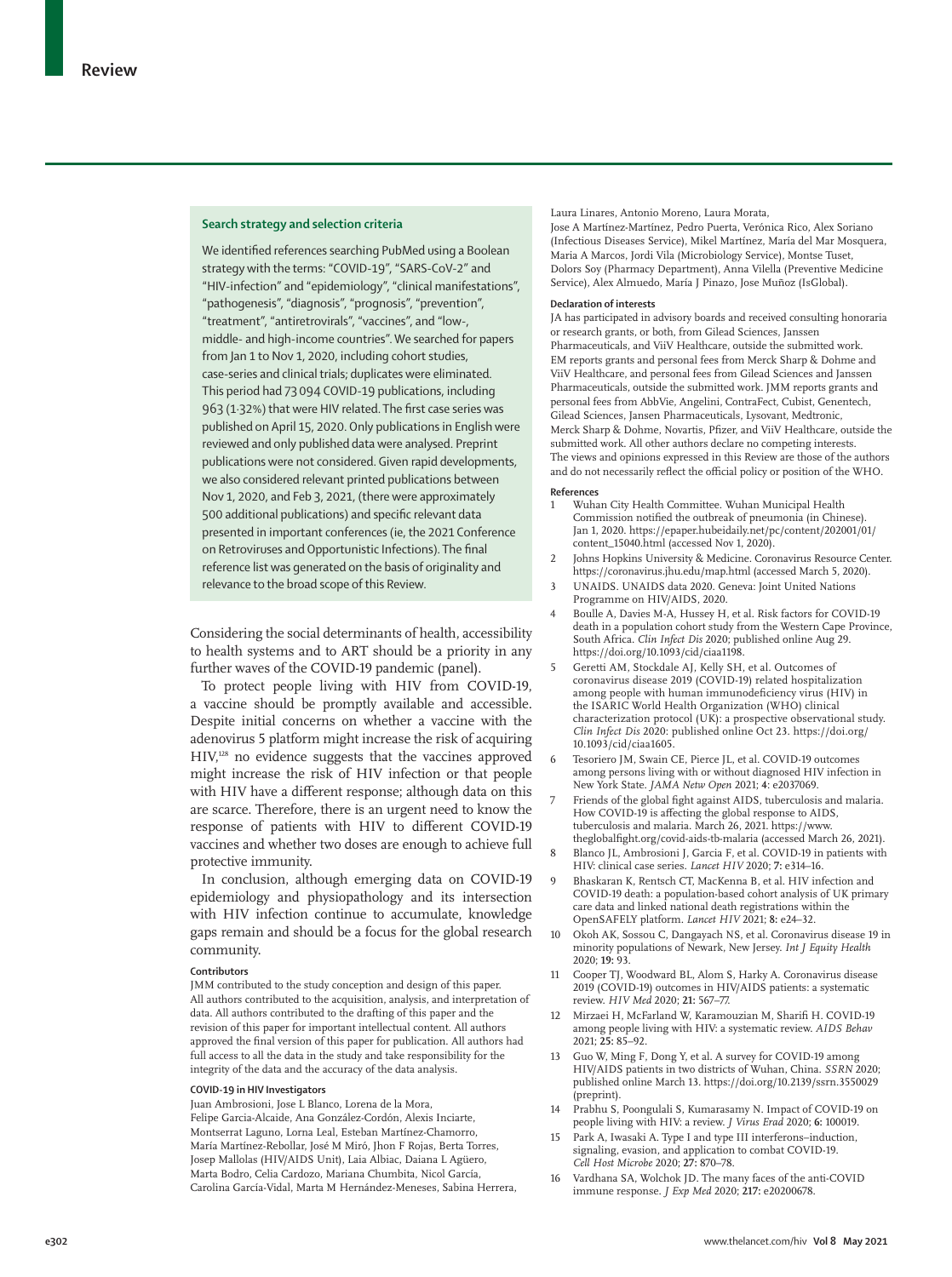### Search strategy and selection criteria

We identified references searching PubMed using a Boolean strategy with the terms: "COVID-19", "SARS-CoV-2" and "HIV-infection" and "epidemiology", "clinical manifestations", "pathogenesis", "diagnosis", "prognosis", "prevention", "treatment", "antiretrovirals", "vaccines", and "low-, middle- and high-income countries". We searched for papers from Jan 1 to Nov 1, 2020, including cohort studies, case-series and clinical trials; duplicates were eliminated. This period had 73 094 COVID-19 publications, including 963 (1·32%) that were HIV related. The first case series was published on April 15, 2020. Only publications in English were reviewed and only published data were analysed. Preprint publications were not considered. Given rapid developments, we also considered relevant printed publications between Nov 1, 2020, and Feb 3, 2021, (there were approximately 500 additional publications) and specific relevant data presented in important conferences (ie, the 2021 Conference on Retroviruses and Opportunistic Infections). The final reference list was generated on the basis of originality and relevance to the broad scope of this Review.

Considering the social determinants of health, accessibility to health systems and to ART should be a priority in any further waves of the COVID-19 pandemic (panel).

To protect people living with HIV from COVID-19, a vaccine should be promptly available and accessible. Despite initial concerns on whether a vaccine with the adenovirus 5 platform might increase the risk of acquiring HIV,[128] no evidence suggests that the vaccines approved might increase the risk of HIV infection or that people with HIV have a different response; although data on this are scarce. Therefore, there is an urgent need to know the response of patients with HIV to different COVID-19 vaccines and whether two doses are enough to achieve full protective immunity.

In conclusion, although emerging data on COVID-19 epidemiology and physiopathology and its intersection with HIV infection continue to accumulate, knowledge gaps remain and should be a focus for the global research community.

#### Contributors

JMM contributed to the study conception and design of this paper. All authors contributed to the acquisition, analysis, and interpretation of data. All authors contributed to the drafting of this paper and the revision of this paper for important intellectual content. All authors approved the final version of this paper for publication. All authors had full access to all the data in the study and take responsibility for the integrity of the data and the accuracy of the data analysis.

#### COVID-19 in HIV Investigators

Juan Ambrosioni, Jose L Blanco, Lorena de la Mora, Felipe Garcia-Alcaide, Ana González-Cordón, Alexis Inciarte, Montserrat Laguno, Lorna Leal, Esteban Martínez-Chamorro, María Martínez-Rebollar, José M Miró, Jhon F Rojas, Berta Torres, Josep Mallolas (HIV/AIDS Unit), Laia Albiac, Daiana L Agüero, Marta Bodro, Celia Cardozo, Mariana Chumbita, Nicol García, Carolina García-Vidal, Marta M Hernández-Meneses, Sabina Herrera, Laura Linares, Antonio Moreno, Laura Morata, Jose A Martínez-Martínez, Pedro Puerta, Verónica Rico, Alex Soriano (Infectious Diseases Service), Mikel Martínez, María del Mar Mosquera, Maria A Marcos, Jordi Vila (Microbiology Service), Montse Tuset, Dolors Soy (Pharmacy Department), Anna Vilella (Preventive Medicine Service), Alex Almuedo, María J Pinazo, Jose Muñoz (IsGlobal).

#### Declaration of interests

JA has participated in advisory boards and received consulting honoraria or research grants, or both, from Gilead Sciences, Janssen Pharmaceuticals, and ViiV Healthcare, outside the submitted work. EM reports grants and personal fees from Merck Sharp & Dohme and ViiV Healthcare, and personal fees from Gilead Sciences and Janssen Pharmaceuticals, outside the submitted work. JMM reports grants and personal fees from AbbVie, Angelini, ContraFect, Cubist, Genentech, Gilead Sciences, Jansen Pharmaceuticals, Lysovant, Medtronic, Merck Sharp & Dohme, Novartis, Pfizer, and ViiV Healthcare, outside the submitted work. All other authors declare no competing interests. The views and opinions expressed in this Review are those of the authors and do not necessarily reflect the official policy or position of the WHO.

#### References

1. Wuhan City Health Committee. Wuhan Municipal Health Commission notified the outbreak of pneumonia (in Chinese). Jan 1, 2020. https://epaper.hubeidaily.net/pc/content/202001/01/content_15040.html (accessed Nov 1, 2020).
2. Johns Hopkins University & Medicine. Coronavirus Resource Center. https://coronavirus.jhu.edu/map.html (accessed March 5, 2020).
3. UNAIDS. UNAIDS data 2020. Geneva: Joint United Nations Programme on HIV/AIDS, 2020.
4. Boulle A, Davies M-A, Hussey H, et al. Risk factors for COVID-19 death in a population cohort study from the Western Cape Province, South Africa. *Clin Infect Dis* 2020; published online Aug 29. https://doi.org/10.1093/cid/ciaa1198.
5. Geretti AM, Stockdale AJ, Kelly SH, et al. Outcomes of coronavirus disease 2019 (COVID-19) related hospitalization among people with human immunodeficiency virus (HIV) in the ISARIC World Health Organization (WHO) clinical characterization protocol (UK): a prospective observational study. *Clin Infect Dis* 2020: published online Oct 23. https://doi.org/10.1093/cid/ciaa1605.
6. Tesoriero JM, Swain CE, Pierce JL, et al. COVID-19 outcomes among persons living with or without diagnosed HIV infection in New York State. *JAMA Netw Open* 2021; **4:** e2037069.
7. Friends of the global fight against AIDS, tuberculosis and malaria. How COVID-19 is affecting the global response to AIDS, tuberculosis and malaria. March 26, 2021. https://www.theglobalfight.org/covid-aids-tb-malaria (accessed March 26, 2021).
8. Blanco JL, Ambrosioni J, Garcia F, et al. COVID-19 in patients with HIV: clinical case series. *Lancet HIV* 2020; **7:** e314–16.
9. Bhaskaran K, Rentsch CT, MacKenna B, et al. HIV infection and COVID-19 death: a population-based cohort analysis of UK primary care data and linked national death registrations within the OpenSAFELY platform. *Lancet HIV* 2021; **8:** e24–32.
10. Okoh AK, Sossou C, Dangayach NS, et al. Coronavirus disease 19 in minority populations of Newark, New Jersey. *Int J Equity Health* 2020; **19:** 93.
11. Cooper TJ, Woodward BL, Alom S, Harky A. Coronavirus disease 2019 (COVID-19) outcomes in HIV/AIDS patients: a systematic review. *HIV Med* 2020; **21:** 567–77.
12. Mirzaei H, McFarland W, Karamouzian M, Sharifi H. COVID-19 among people living with HIV: a systematic review. *AIDS Behav* 2021; **25:** 85–92.
13. Guo W, Ming F, Dong Y, et al. A survey for COVID-19 among HIV/AIDS patients in two districts of Wuhan, China. *SSRN* 2020; published online March 13. https://doi.org/10.2139/ssrn.3550029 (preprint).
14. Prabhu S, Poongulali S, Kumarasamy N. Impact of COVID-19 on people living with HIV: a review. *J Virus Erad* 2020; **6:** 100019.
15. Park A, Iwasaki A. Type I and type III interferons–induction, signaling, evasion, and application to combat COVID-19. *Cell Host Microbe* 2020; **27:** 870–78.
16. Vardhana SA, Wolchok JD. The many faces of the anti-COVID immune response. *J Exp Med* 2020; **217:** e20200678.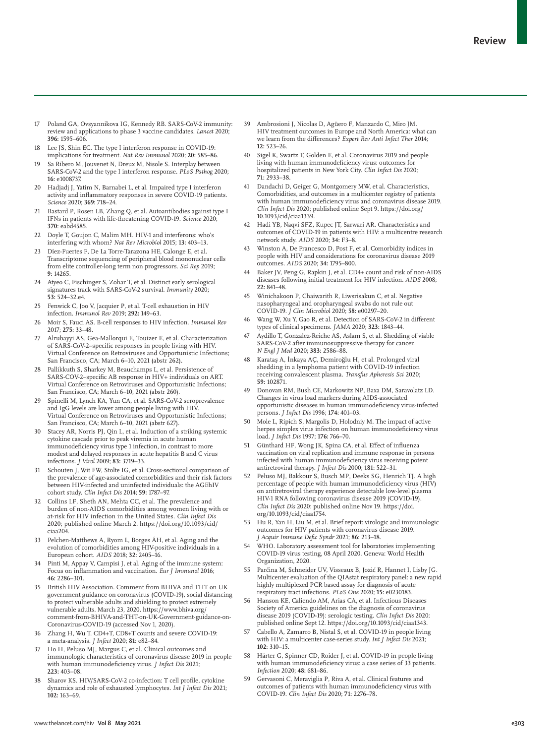17 Poland GA, Ovsyannikova IG, Kennedy RB. SARS-CoV-2 immunity: review and applications to phase 3 vaccine candidates. *Lancet* 2020; **396:** 1595–606.

18 Lee JS, Shin EC. The type I interferon response in COVID-19: implications for treatment. *Nat Rev Immunol* 2020; **20:** 585–86.

19 Sa Ribero M, Jouvenet N, Dreux M, Nisole S. Interplay between SARS-CoV-2 and the type I interferon response. *PLoS Pathog* 2020; **16:** e1008737.

20 Hadjadj J, Yatim N, Barnabei L, et al. Impaired type I interferon activity and inflammatory responses in severe COVID-19 patients. *Science* 2020; **369:** 718–24.

21 Bastard P, Rosen LB, Zhang Q, et al. Autoantibodies against type I IFNs in patients with life-threatening COVID-19. *Science* 2020; **370**: eabd4585.

22 Doyle T, Goujon C, Malim MH. HIV-1 and interferons: who's interfering with whom? *Nat Rev Microbiol* 2015; **13:** 403–13.

23 Díez-Fuertes F, De La Torre-Tarazona HE, Calonge E, et al. Transcriptome sequencing of peripheral blood mononuclear cells from elite controller-long term non progressors. *Sci Rep* 2019; **9:** 14265.

24 Atyeo C, Fischinger S, Zohar T, et al. Distinct early serological signatures track with SARS-CoV-2 survival. *Immunity* 2020; **53:** 524–32.e4.

25 Fenwick C, Joo V, Jacquier P, et al. T-cell exhaustion in HIV infection. *Immunol Rev* 2019; **292:** 149–63.

26 Moir S, Fauci AS. B-cell responses to HIV infection. *Immunol Rev* 2017; **275:** 33–48.

27 Alrubayyi A, Gea-Mallorqui E, Touizer E, et al. Characterization of SARS-CoV-2–specific responses in people living with HIV. Virtual Conference on Retroviruses and Opportunistic Infections; San Francisco, CA; March 6–10, 2021 (abstr 262).

28 Pallikkuth S, Sharkey M, Beauchamps L, et al. Persistence of SARS-COV-2–specific AB response in HIV+ individuals on ART. Virtual Conference on Retroviruses and Opportunistic Infections; San Francisco, CA; March 6–10, 2021 (abstr 260).

29 Spinelli M, Lynch KA, Yun CA, et al. SARS-CoV-2 seroprevalence and IgG levels are lower among people living with HIV. Virtual Conference on Retroviruses and Opportunistic Infections; San Francisco, CA; March 6–10, 2021 (abstr 627).

30 Stacey AR, Norris PJ, Qin L, et al. Induction of a striking systemic cytokine cascade prior to peak viremia in acute human immunodeficiency virus type 1 infection, in contrast to more modest and delayed responses in acute hepatitis B and C virus infections. *J Virol* 2009; **83:** 3719–33.

31 Schouten J, Wit FW, Stolte IG, et al. Cross-sectional comparison of the prevalence of age-associated comorbidities and their risk factors between HIV-infected and uninfected individuals: the AGEhIV cohort study. *Clin Infect Dis* 2014; **59:** 1787–97.

32 Collins LF, Sheth AN, Mehta CC, et al. The prevalence and burden of non-AIDS comorbidities among women living with or at-risk for HIV infection in the United States. *Clin Infect Dis* 2020; published online March 2. https://doi.org/10.1093/cid/ciaa204.

33 Pelchen-Matthews A, Ryom L, Borges ÁH, et al. Aging and the evolution of comorbidities among HIV-positive individuals in a European cohort. *AIDS* 2018; **32:** 2405–16.

34 Pinti M, Appay V, Campisi J, et al. Aging of the immune system: Focus on inflammation and vaccination. *Eur J Immunol* 2016; **46:** 2286–301.

35 British HIV Association. Comment from BHIVA and THT on UK government guidance on coronavirus (COVID-19), social distancing to protect vulnerable adults and shielding to protect extremely vulnerable adults. March 23, 2020. https://www.bhiva.org/comment-from-BHIVA-and-THT-on-UK-Government-guidance-on-Coronavirus-COVID-19 (accessed Nov 1, 2020).

36 Zhang H, Wu T. CD4+T, CD8+T counts and severe COVID-19: a meta-analysis. *J Infect* 2020; **81:** e82–84.

37 Ho H, Peluso MJ, Margus C, et al. Clinical outcomes and immunologic characteristics of coronavirus disease 2019 in people with human immunodeficiency virus. *J Infect Dis* 2021; **223:** 403–08.

38 Sharov KS. HIV/SARS-CoV-2 co-infection: T cell profile, cytokine dynamics and role of exhausted lymphocytes. *Int J Infect Dis* 2021; **102:** 163–69.

39 Ambrosioni J, Nicolas D, Agüero F, Manzardo C, Miro JM. HIV treatment outcomes in Europe and North America: what can we learn from the differences? *Expert Rev Anti Infect Ther* 2014; **12:** 523–26.

40 Sigel K, Swartz T, Golden E, et al. Coronavirus 2019 and people living with human immunodeficiency virus: outcomes for hospitalized patients in New York City. *Clin Infect Dis* 2020; **71:** 2933–38.

41 Dandachi D, Geiger G, Montgomery MW, et al. Characteristics, Comorbidities, and outcomes in a multicenter registry of patients with human immunodeficiency virus and coronavirus disease 2019. *Clin Infect Dis* 2020; published online Sept 9. https://doi.org/10.1093/cid/ciaa1339.

42 Hadi YB, Naqvi SFZ, Kupec JT, Sarwari AR. Characteristics and outcomes of COVID-19 in patients with HIV: a multicentre research network study. *AIDS* 2020; **34:** F3–8.

43 Winston A, De Francesco D, Post F, et al. Comorbidity indices in people with HIV and considerations for coronavirus disease 2019 outcomes. *AIDS* 2020; **34:** 1795–800.

44 Baker JV, Peng G, Rapkin J, et al. CD4+ count and risk of non-AIDS diseases following initial treatment for HIV infection. *AIDS* 2008; **22:** 841–48.

45 Winichakoon P, Chaiwarith R, Liwsrisakun C, et al. Negative nasopharyngeal and oropharyngeal swabs do not rule out COVID-19. *J Clin Microbiol* 2020; **58:** e00297–20.

46 Wang W, Xu Y, Gao R, et al. Detection of SARS-CoV-2 in different types of clinical specimens. *JAMA* 2020; **323:** 1843–44.

47 Aydillo T, Gonzalez-Reiche AS, Aslam S, et al. Shedding of viable SARS-CoV-2 after immunosuppressive therapy for cancer. *N Engl J Med* 2020; **383:** 2586–88.

48 Karataş A, İnkaya AÇ, Demiroğlu H, et al. Prolonged viral shedding in a lymphoma patient with COVID-19 infection receiving convalescent plasma. *Transfus Apheresis Sci* 2020; **59:** 102871.

49 Donovan RM, Bush CE, Markowitz NP, Baxa DM, Saravolatz LD. Changes in virus load markers during AIDS-associated opportunistic diseases in human immunodeficiency virus-infected persons. *J Infect Dis* 1996; **174:** 401–03.

50 Mole L, Ripich S, Margolis D, Holodniy M. The impact of active herpes simplex virus infection on human immunodeficiency virus load. *J Infect Dis* 1997; **176:** 766–70.

51 Günthard HF, Wong JK, Spina CA, et al. Effect of influenza vaccination on viral replication and immune response in persons infected with human immunodeficiency virus receiving potent antiretroviral therapy. *J Infect Dis* 2000; **181:** 522–31.

52 Peluso MJ, Bakkour S, Busch MP, Deeks SG, Henrich TJ. A high percentage of people with human immunodeficiency virus (HIV) on antiretroviral therapy experience detectable low-level plasma HIV-1 RNA following coronavirus disease 2019 (COVID-19). *Clin Infect Dis* 2020: published online Nov 19. https://doi.org/10.1093/cid/ciaa1754.

53 Hu R, Yan H, Liu M, et al. Brief report: virologic and immunologic outcomes for HIV patients with coronavirus disease 2019. *J Acquir Immune Defic Syndr* 2021; **86:** 213–18.

54 WHO. Laboratory assessment tool for laboratories implementing COVID-19 virus testing, 08 April 2020. Geneva: World Health Organization, 2020.

55 Parčina M, Schneider UV, Visseaux B, Jozić R, Hannet I, Lisby JG. Multicenter evaluation of the QIAstat respiratory panel: a new rapid highly multiplexed PCR based assay for diagnosis of acute respiratory tract infections. *PLoS One* 2020; **15:** e0230183.

56 Hanson KE, Caliendo AM, Arias CA, et al. Infectious Diseases Society of America guidelines on the diagnosis of coronavirus disease 2019 (COVID-19): serologic testing. *Clin Infect Dis* 2020: published online Sept 12. https://doi.org/10.1093/cid/ciaa1343.

57 Cabello A, Zamarro B, Nistal S, et al. COVID-19 in people living with HIV: a multicenter case-series study. *Int J Infect Dis* 2021; **102:** 310–15.

58 Härter G, Spinner CD, Roider J, et al. COVID-19 in people living with human immunodeficiency virus: a case series of 33 patients. *Infection* 2020; **48:** 681–86.

59 Gervasoni C, Meraviglia P, Riva A, et al. Clinical features and outcomes of patients with human immunodeficiency virus with COVID-19. *Clin Infect Dis* 2020; **71:** 2276–78.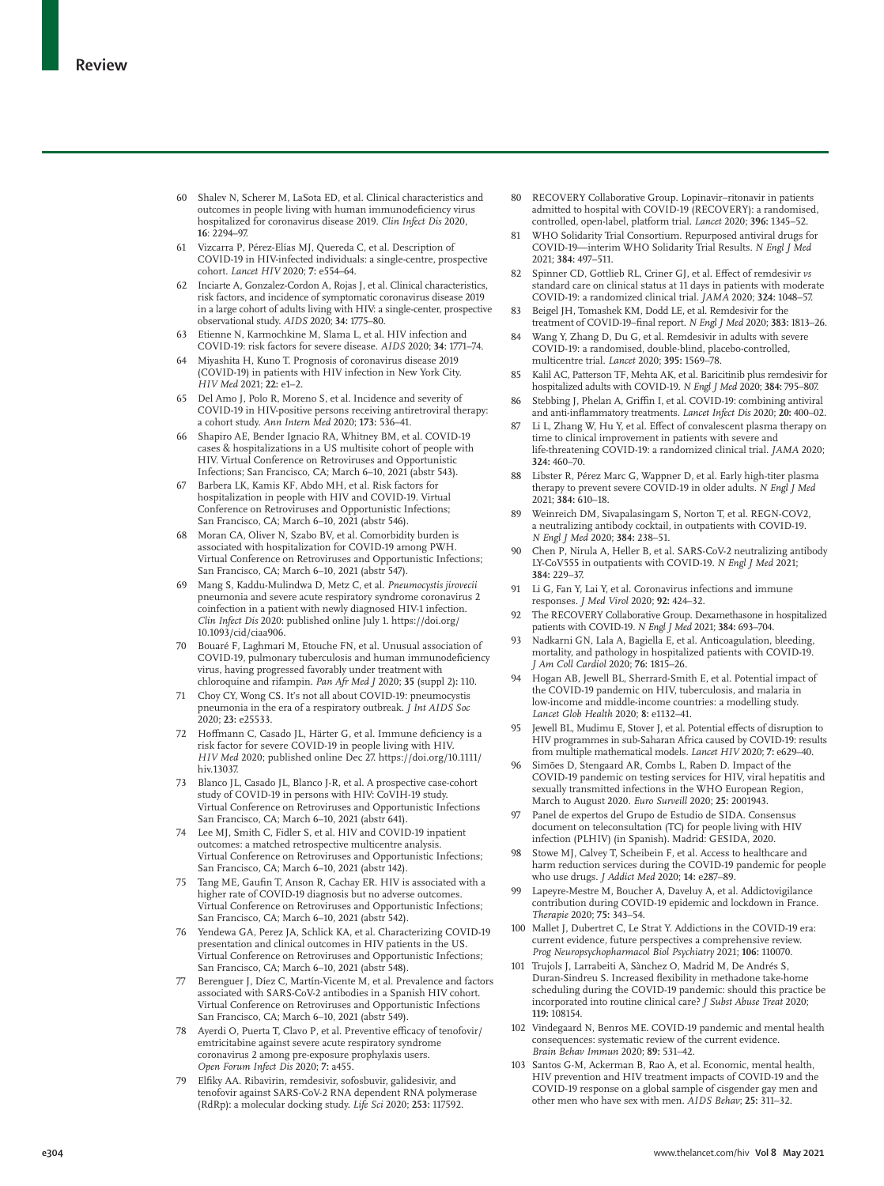60 Shalev N, Scherer M, LaSota ED, et al. Clinical characteristics and outcomes in people living with human immunodeficiency virus hospitalized for coronavirus disease 2019. *Clin Infect Dis* 2020, **16**: 2294–97.

61 Vizcarra P, Pérez-Elías MJ, Quereda C, et al. Description of COVID-19 in HIV-infected individuals: a single-centre, prospective cohort. *Lancet HIV* 2020; **7:** e554–64.

62 Inciarte A, Gonzalez-Cordon A, Rojas J, et al. Clinical characteristics, risk factors, and incidence of symptomatic coronavirus disease 2019 in a large cohort of adults living with HIV: a single-center, prospective observational study. *AIDS* 2020; **34:** 1775–80.

63 Etienne N, Karmochkine M, Slama L, et al. HIV infection and COVID-19: risk factors for severe disease. *AIDS* 2020; **34:** 1771–74.

64 Miyashita H, Kuno T. Prognosis of coronavirus disease 2019 (COVID-19) in patients with HIV infection in New York City. *HIV Med* 2021; **22:** e1–2.

65 Del Amo J, Polo R, Moreno S, et al. Incidence and severity of COVID-19 in HIV-positive persons receiving antiretroviral therapy: a cohort study. *Ann Intern Med* 2020; **173:** 536–41.

66 Shapiro AE, Bender Ignacio RA, Whitney BM, et al. COVID-19 cases & hospitalizations in a US multisite cohort of people with HIV. Virtual Conference on Retroviruses and Opportunistic Infections; San Francisco, CA; March 6–10, 2021 (abstr 543).

67 Barbera LK, Kamis KF, Abdo MH, et al. Risk factors for hospitalization in people with HIV and COVID-19. Virtual Conference on Retroviruses and Opportunistic Infections; San Francisco, CA; March 6–10, 2021 (abstr 546).

68 Moran CA, Oliver N, Szabo BV, et al. Comorbidity burden is associated with hospitalization for COVID-19 among PWH. Virtual Conference on Retroviruses and Opportunistic Infections; San Francisco, CA; March 6–10, 2021 (abstr 547).

69 Mang S, Kaddu-Mulindwa D, Metz C, et al. *Pneumocystis jirovecii* pneumonia and severe acute respiratory syndrome coronavirus 2 coinfection in a patient with newly diagnosed HIV-1 infection. *Clin Infect Dis* 2020: published online July 1. https://doi.org/10.1093/cid/ciaa906.

70 Bouaré F, Laghmari M, Etouche FN, et al. Unusual association of COVID-19, pulmonary tuberculosis and human immunodeficiency virus, having progressed favorably under treatment with chloroquine and rifampin. *Pan Afr Med J* 2020; **35** (suppl 2)**:** 110.

71 Choy CY, Wong CS. It's not all about COVID-19: pneumocystis pneumonia in the era of a respiratory outbreak. *J Int AIDS Soc* 2020; **23:** e25533.

72 Hoffmann C, Casado JL, Härter G, et al. Immune deficiency is a risk factor for severe COVID-19 in people living with HIV. *HIV Med* 2020; published online Dec 27. https://doi.org/10.1111/hiv.13037.

73 Blanco JL, Casado JL, Blanco J-R, et al. A prospective case-cohort study of COVID-19 in persons with HIV: CoVIH-19 study. Virtual Conference on Retroviruses and Opportunistic Infections San Francisco, CA; March 6–10, 2021 (abstr 641).

74 Lee MJ, Smith C, Fidler S, et al. HIV and COVID-19 inpatient outcomes: a matched retrospective multicentre analysis. Virtual Conference on Retroviruses and Opportunistic Infections; San Francisco, CA; March 6–10, 2021 (abstr 142).

75 Tang ME, Gaufin T, Anson R, Cachay ER. HIV is associated with a higher rate of COVID-19 diagnosis but no adverse outcomes. Virtual Conference on Retroviruses and Opportunistic Infections; San Francisco, CA; March 6–10, 2021 (abstr 542).

76 Yendewa GA, Perez JA, Schlick KA, et al. Characterizing COVID-19 presentation and clinical outcomes in HIV patients in the US. Virtual Conference on Retroviruses and Opportunistic Infections; San Francisco, CA; March 6–10, 2021 (abstr 548).

77 Berenguer J, Díez C, Martín-Vicente M, et al. Prevalence and factors associated with SARS-CoV-2 antibodies in a Spanish HIV cohort. Virtual Conference on Retroviruses and Opportunistic Infections San Francisco, CA; March 6–10, 2021 (abstr 549).

78 Ayerdi O, Puerta T, Clavo P, et al. Preventive efficacy of tenofovir/emtricitabine against severe acute respiratory syndrome coronavirus 2 among pre-exposure prophylaxis users. *Open Forum Infect Dis* 2020; **7:** a455.

79 Elfiky AA. Ribavirin, remdesivir, sofosbuvir, galidesivir, and tenofovir against SARS-CoV-2 RNA dependent RNA polymerase (RdRp): a molecular docking study. *Life Sci* 2020; **253:** 117592.

80 RECOVERY Collaborative Group. Lopinavir–ritonavir in patients admitted to hospital with COVID-19 (RECOVERY): a randomised, controlled, open-label, platform trial. *Lancet* 2020; **396:** 1345–52.

81 WHO Solidarity Trial Consortium. Repurposed antiviral drugs for COVID-19—interim WHO Solidarity Trial Results. *N Engl J Med* 2021; **384:** 497–511.

82 Spinner CD, Gottlieb RL, Criner GJ, et al. Effect of remdesivir *vs* standard care on clinical status at 11 days in patients with moderate COVID-19: a randomized clinical trial. *JAMA* 2020; **324:** 1048–57.

83 Beigel JH, Tomashek KM, Dodd LE, et al. Remdesivir for the treatment of COVID-19–final report. *N Engl J Med* 2020; **383:** 1813–26.

84 Wang Y, Zhang D, Du G, et al. Remdesivir in adults with severe COVID-19: a randomised, double-blind, placebo-controlled, multicentre trial. *Lancet* 2020; **395:** 1569–78.

85 Kalil AC, Patterson TF, Mehta AK, et al. Baricitinib plus remdesivir for hospitalized adults with COVID-19. *N Engl J Med* 2020; **384:** 795–807.

86 Stebbing J, Phelan A, Griffin I, et al. COVID-19: combining antiviral and anti-inflammatory treatments. *Lancet Infect Dis* 2020; **20:** 400–02.

87 Li L, Zhang W, Hu Y, et al. Effect of convalescent plasma therapy on time to clinical improvement in patients with severe and life-threatening COVID-19: a randomized clinical trial. *JAMA* 2020; **324:** 460–70.

88 Libster R, Pérez Marc G, Wappner D, et al. Early high-titer plasma therapy to prevent severe COVID-19 in older adults. *N Engl J Med* 2021; **384:** 610–18.

89 Weinreich DM, Sivapalasingam S, Norton T, et al. REGN-COV2, a neutralizing antibody cocktail, in outpatients with COVID-19. *N Engl J Med* 2020; **384:** 238–51.

90 Chen P, Nirula A, Heller B, et al. SARS-CoV-2 neutralizing antibody LY-CoV555 in outpatients with COVID-19. *N Engl J Med* 2021; **384:** 229–37.

91 Li G, Fan Y, Lai Y, et al. Coronavirus infections and immune responses. *J Med Virol* 2020; **92:** 424–32.

92 The RECOVERY Collaborative Group. Dexamethasone in hospitalized patients with COVID-19. *N Engl J Med* 2021; **384:** 693–704.

93 Nadkarni GN, Lala A, Bagiella E, et al. Anticoagulation, bleeding, mortality, and pathology in hospitalized patients with COVID-19. *J Am Coll Cardiol* 2020; **76:** 1815–26.

94 Hogan AB, Jewell BL, Sherrard-Smith E, et al. Potential impact of the COVID-19 pandemic on HIV, tuberculosis, and malaria in low-income and middle-income countries: a modelling study. *Lancet Glob Health* 2020; **8:** e1132–41.

95 Jewell BL, Mudimu E, Stover J, et al. Potential effects of disruption to HIV programmes in sub-Saharan Africa caused by COVID-19: results from multiple mathematical models. *Lancet HIV* 2020; **7:** e629–40.

96 Simões D, Stengaard AR, Combs L, Raben D. Impact of the COVID-19 pandemic on testing services for HIV, viral hepatitis and sexually transmitted infections in the WHO European Region, March to August 2020. *Euro Surveill* 2020; **25:** 2001943.

97 Panel de expertos del Grupo de Estudio de SIDA. Consensus document on teleconsultation (TC) for people living with HIV infection (PLHIV) (in Spanish). Madrid: GESIDA, 2020.

98 Stowe MJ, Calvey T, Scheibein F, et al. Access to healthcare and harm reduction services during the COVID-19 pandemic for people who use drugs. *J Addict Med* 2020; **14:** e287–89.

99 Lapeyre-Mestre M, Boucher A, Daveluy A, et al. Addictovigilance contribution during COVID-19 epidemic and lockdown in France. *Therapie* 2020; **75:** 343–54.

100 Mallet J, Dubertret C, Le Strat Y. Addictions in the COVID-19 era: current evidence, future perspectives a comprehensive review. *Prog Neuropsychopharmacol Biol Psychiatry* 2021; **106:** 110070.

101 Trujols J, Larrabeiti A, Sànchez O, Madrid M, De Andrés S, Duran-Sindreu S. Increased flexibility in methadone take-home scheduling during the COVID-19 pandemic: should this practice be incorporated into routine clinical care? *J Subst Abuse Treat* 2020; **119:** 108154.

102 Vindegaard N, Benros ME. COVID-19 pandemic and mental health consequences: systematic review of the current evidence. *Brain Behav Immun* 2020; **89:** 531–42.

103 Santos G-M, Ackerman B, Rao A, et al. Economic, mental health, HIV prevention and HIV treatment impacts of COVID-19 and the COVID-19 response on a global sample of cisgender gay men and other men who have sex with men. *AIDS Behav*; **25:** 311–32.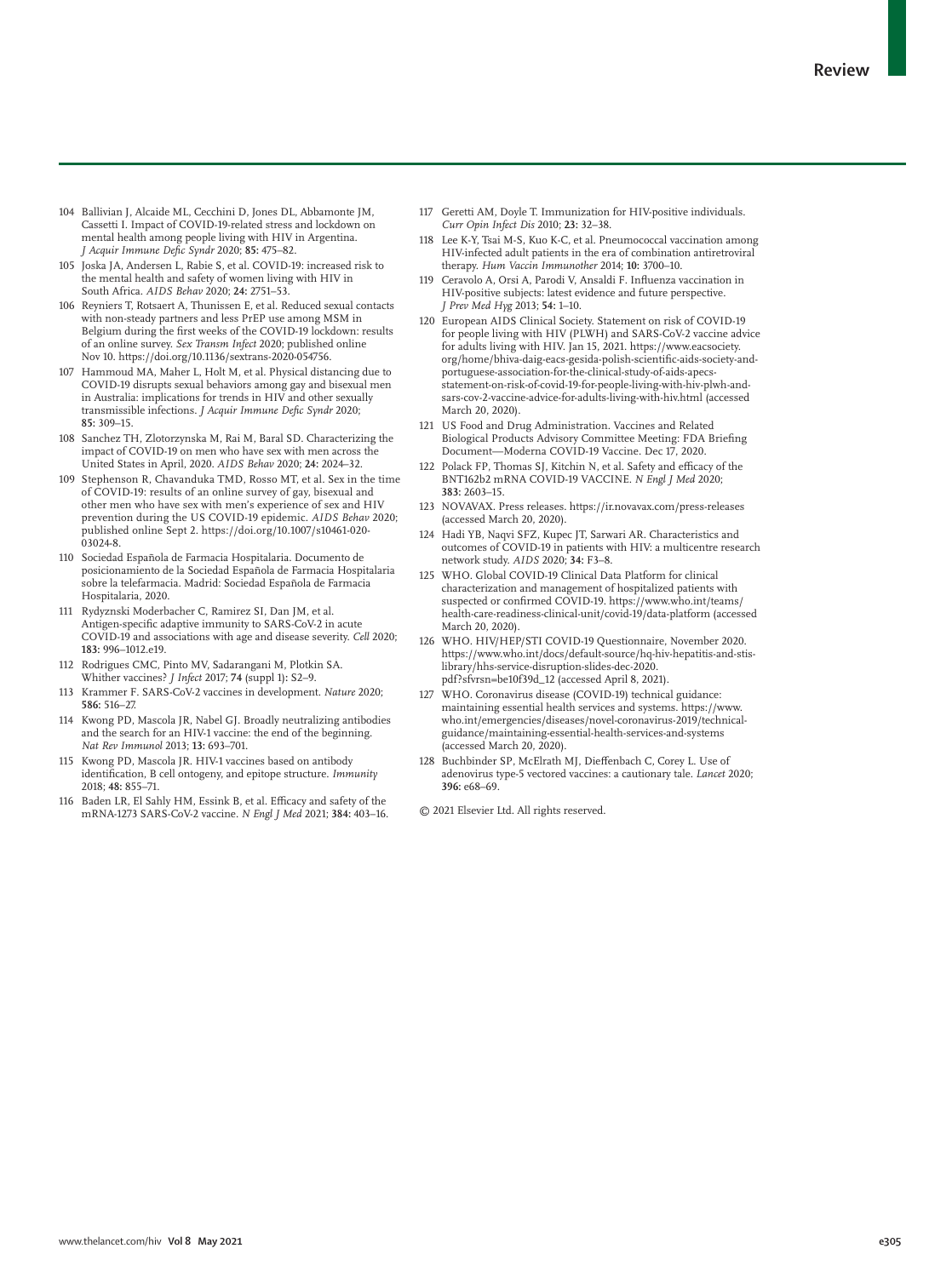104 Ballivian J, Alcaide ML, Cecchini D, Jones DL, Abbamonte JM, Cassetti I. Impact of COVID-19-related stress and lockdown on mental health among people living with HIV in Argentina. *J Acquir Immune Defic Syndr* 2020; **85:** 475–82.

105 Joska JA, Andersen L, Rabie S, et al. COVID-19: increased risk to the mental health and safety of women living with HIV in South Africa. *AIDS Behav* 2020; **24:** 2751–53.

106 Reyniers T, Rotsaert A, Thunissen E, et al. Reduced sexual contacts with non-steady partners and less PrEP use among MSM in Belgium during the first weeks of the COVID-19 lockdown: results of an online survey. *Sex Transm Infect* 2020; published online Nov 10. https://doi.org/10.1136/sextrans-2020-054756.

107 Hammoud MA, Maher L, Holt M, et al. Physical distancing due to COVID-19 disrupts sexual behaviors among gay and bisexual men in Australia: implications for trends in HIV and other sexually transmissible infections. *J Acquir Immune Defic Syndr* 2020; **85:** 309–15.

108 Sanchez TH, Zlotorzynska M, Rai M, Baral SD. Characterizing the impact of COVID-19 on men who have sex with men across the United States in April, 2020. *AIDS Behav* 2020; **24:** 2024–32.

109 Stephenson R, Chavanduka TMD, Rosso MT, et al. Sex in the time of COVID-19: results of an online survey of gay, bisexual and other men who have sex with men's experience of sex and HIV prevention during the US COVID-19 epidemic. *AIDS Behav* 2020; published online Sept 2. https://doi.org/10.1007/s10461-020-03024-8.

110 Sociedad Española de Farmacia Hospitalaria. Documento de posicionamiento de la Sociedad Española de Farmacia Hospitalaria sobre la telefarmacia. Madrid: Sociedad Española de Farmacia Hospitalaria, 2020.

111 Rydyznski Moderbacher C, Ramirez SI, Dan JM, et al. Antigen-specific adaptive immunity to SARS-CoV-2 in acute COVID-19 and associations with age and disease severity. *Cell* 2020; **183:** 996–1012.e19.

112 Rodrigues CMC, Pinto MV, Sadarangani M, Plotkin SA. Whither vaccines? *J Infect* 2017; **74** (suppl 1)**:** S2–9.

113 Krammer F. SARS-CoV-2 vaccines in development. *Nature* 2020; **586:** 516–27.

114 Kwong PD, Mascola JR, Nabel GJ. Broadly neutralizing antibodies and the search for an HIV-1 vaccine: the end of the beginning. *Nat Rev Immunol* 2013; **13:** 693–701.

115 Kwong PD, Mascola JR. HIV-1 vaccines based on antibody identification, B cell ontogeny, and epitope structure. *Immunity* 2018; **48:** 855–71.

116 Baden LR, El Sahly HM, Essink B, et al. Efficacy and safety of the mRNA-1273 SARS-CoV-2 vaccine. *N Engl J Med* 2021; **384:** 403–16.

117 Geretti AM, Doyle T. Immunization for HIV-positive individuals. *Curr Opin Infect Dis* 2010; **23:** 32–38.

118 Lee K-Y, Tsai M-S, Kuo K-C, et al. Pneumococcal vaccination among HIV-infected adult patients in the era of combination antiretroviral therapy. *Hum Vaccin Immunother* 2014; **10:** 3700–10.

119 Ceravolo A, Orsi A, Parodi V, Ansaldi F. Influenza vaccination in HIV-positive subjects: latest evidence and future perspective. *J Prev Med Hyg* 2013; **54:** 1–10.

120 European AIDS Clinical Society. Statement on risk of COVID-19 for people living with HIV (PLWH) and SARS-CoV-2 vaccine advice for adults living with HIV. Jan 15, 2021. https://www.eacsociety.org/home/bhiva-daig-eacs-gesida-polish-scientific-aids-society-and-portuguese-association-for-the-clinical-study-of-aids-apecs-statement-on-risk-of-covid-19-for-people-living-with-hiv-plwh-and-sars-cov-2-vaccine-advice-for-adults-living-with-hiv.html (accessed March 20, 2020).

121 US Food and Drug Administration. Vaccines and Related Biological Products Advisory Committee Meeting: FDA Briefing Document—Moderna COVID-19 Vaccine. Dec 17, 2020.

122 Polack FP, Thomas SJ, Kitchin N, et al. Safety and efficacy of the BNT162b2 mRNA COVID-19 VACCINE. *N Engl J Med* 2020; **383:** 2603–15.

123 NOVAVAX. Press releases. https://ir.novavax.com/press-releases (accessed March 20, 2020).

124 Hadi YB, Naqvi SFZ, Kupec JT, Sarwari AR. Characteristics and outcomes of COVID-19 in patients with HIV: a multicentre research network study. *AIDS* 2020; **34:** F3–8.

125 WHO. Global COVID-19 Clinical Data Platform for clinical characterization and management of hospitalized patients with suspected or confirmed COVID-19. https://www.who.int/teams/health-care-readiness-clinical-unit/covid-19/data-platform (accessed March 20, 2020).

126 WHO. HIV/HEP/STI COVID-19 Questionnaire, November 2020. https://www.who.int/docs/default-source/hq-hiv-hepatitis-and-stis-library/hhs-service-disruption-slides-dec-2020.pdf?sfvrsn=be10f39d_12 (accessed April 8, 2021).

127 WHO. Coronavirus disease (COVID-19) technical guidance: maintaining essential health services and systems. https://www.who.int/emergencies/diseases/novel-coronavirus-2019/technical-guidance/maintaining-essential-health-services-and-systems (accessed March 20, 2020).

128 Buchbinder SP, McElrath MJ, Dieffenbach C, Corey L. Use of adenovirus type-5 vectored vaccines: a cautionary tale. *Lancet* 2020; **396:** e68–69.

© 2021 Elsevier Ltd. All rights reserved.